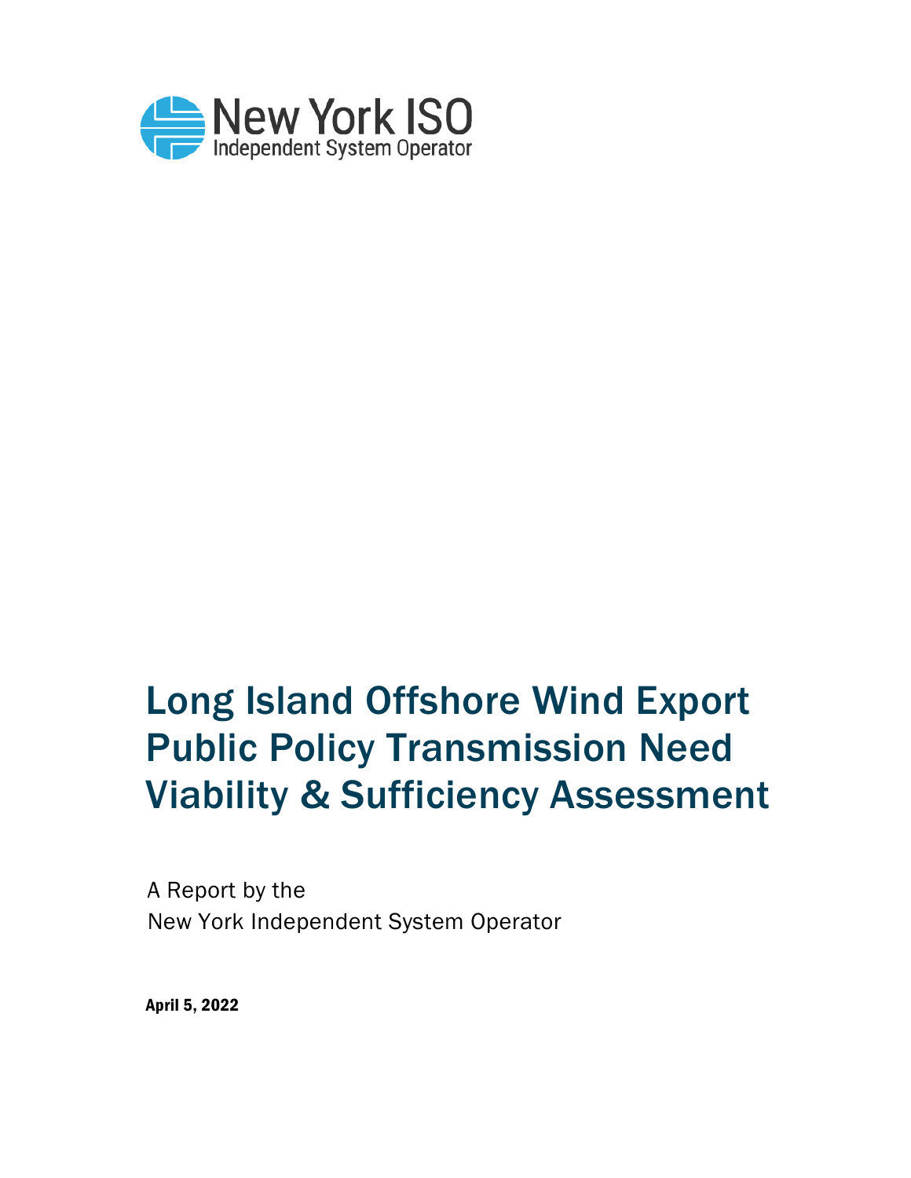New York ISO
Independent System Operator

# Long Island Offshore Wind Export Public Policy Transmission Need Viability & Sufficiency Assessment

A Report by the
New York Independent System Operator

**April 5, 2022**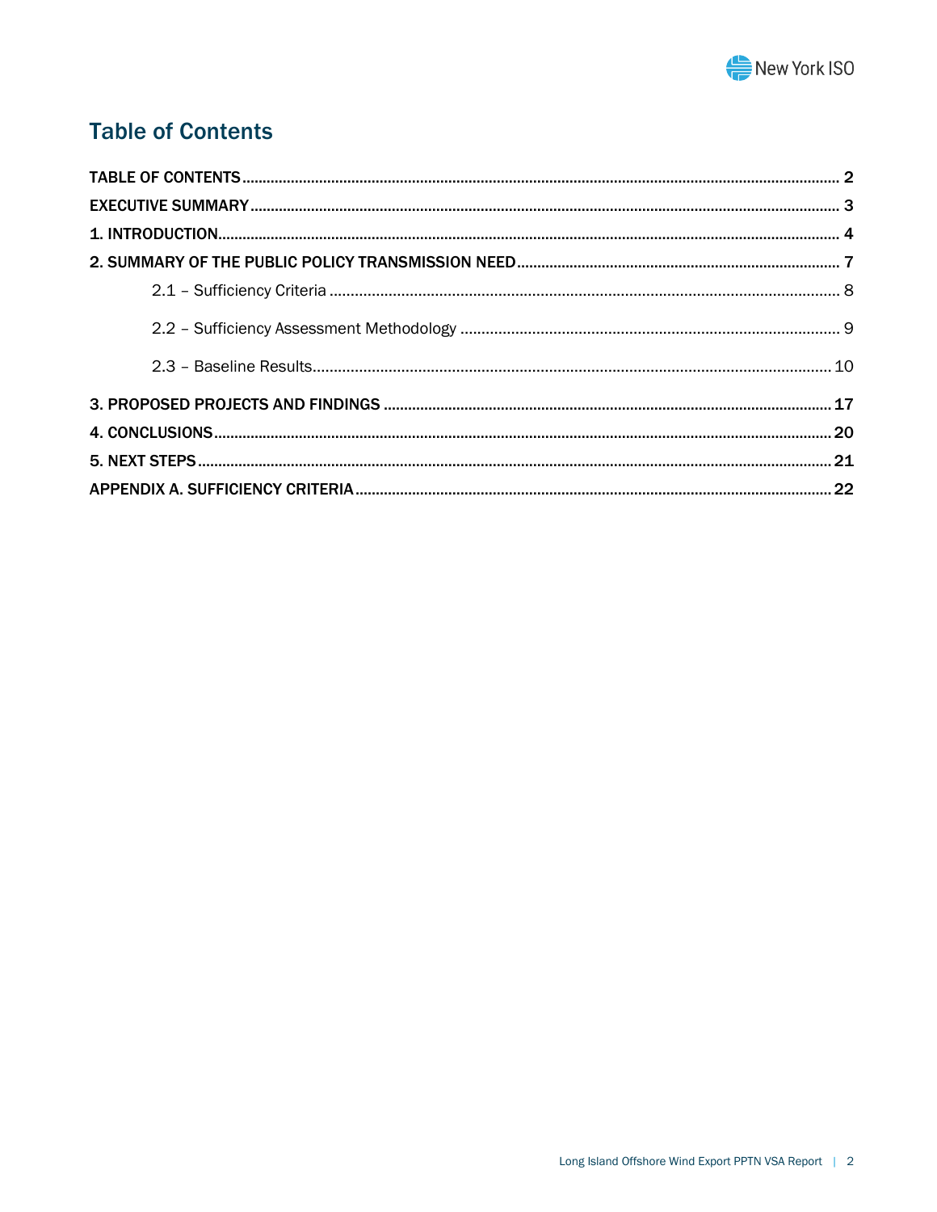## Table of Contents

TABLE OF CONTENTS ..... 2

EXECUTIVE SUMMARY ..... 3

1. INTRODUCTION ..... 4

2. SUMMARY OF THE PUBLIC POLICY TRANSMISSION NEED ..... 7

    2.1 – Sufficiency Criteria ..... 8

    2.2 – Sufficiency Assessment Methodology ..... 9

    2.3 – Baseline Results ..... 10

3. PROPOSED PROJECTS AND FINDINGS ..... 17

4. CONCLUSIONS ..... 20

5. NEXT STEPS ..... 21

APPENDIX A. SUFFICIENCY CRITERIA ..... 22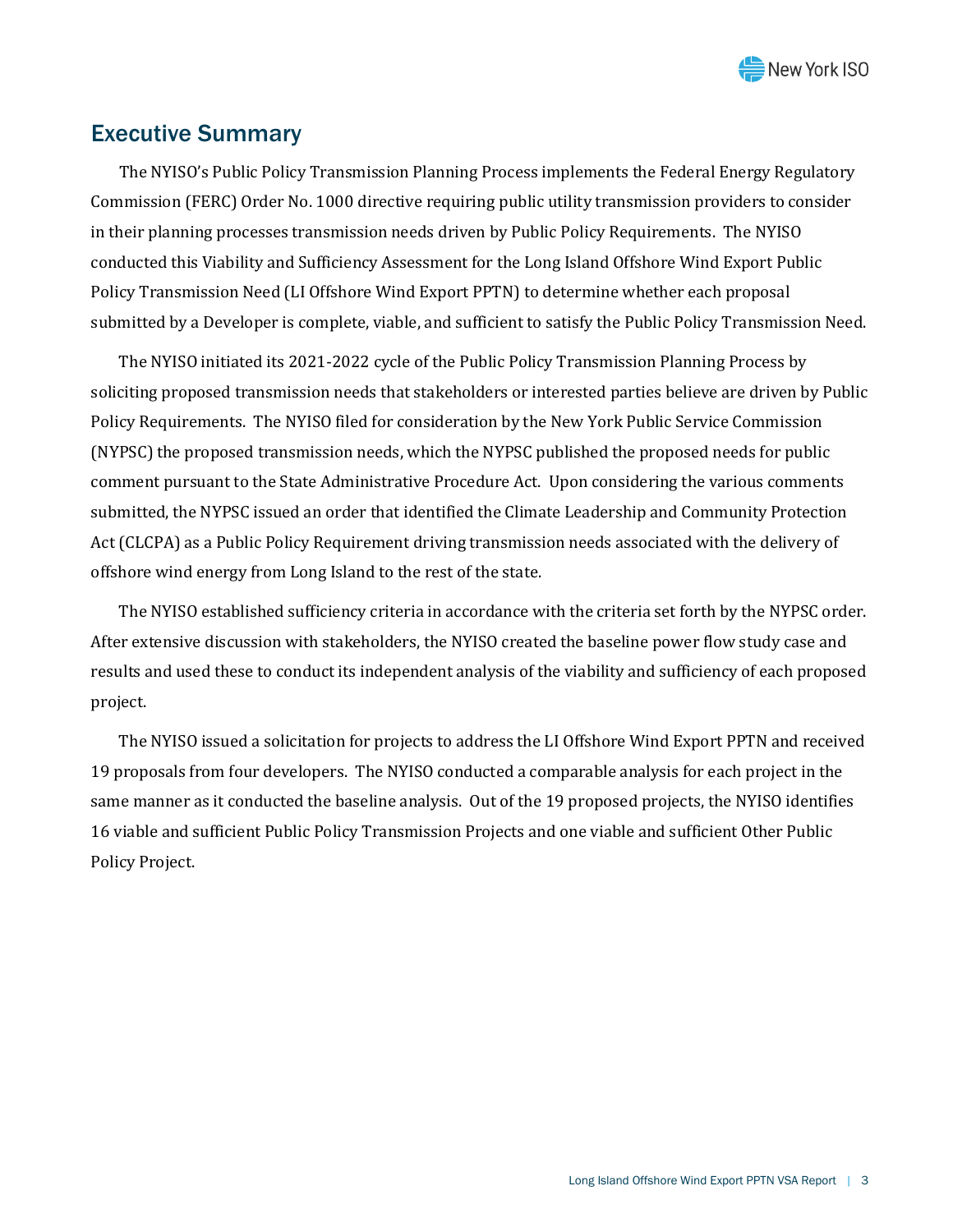## Executive Summary

The NYISO's Public Policy Transmission Planning Process implements the Federal Energy Regulatory Commission (FERC) Order No. 1000 directive requiring public utility transmission providers to consider in their planning processes transmission needs driven by Public Policy Requirements. The NYISO conducted this Viability and Sufficiency Assessment for the Long Island Offshore Wind Export Public Policy Transmission Need (LI Offshore Wind Export PPTN) to determine whether each proposal submitted by a Developer is complete, viable, and sufficient to satisfy the Public Policy Transmission Need.

The NYISO initiated its 2021-2022 cycle of the Public Policy Transmission Planning Process by soliciting proposed transmission needs that stakeholders or interested parties believe are driven by Public Policy Requirements. The NYISO filed for consideration by the New York Public Service Commission (NYPSC) the proposed transmission needs, which the NYPSC published the proposed needs for public comment pursuant to the State Administrative Procedure Act. Upon considering the various comments submitted, the NYPSC issued an order that identified the Climate Leadership and Community Protection Act (CLCPA) as a Public Policy Requirement driving transmission needs associated with the delivery of offshore wind energy from Long Island to the rest of the state.

The NYISO established sufficiency criteria in accordance with the criteria set forth by the NYPSC order. After extensive discussion with stakeholders, the NYISO created the baseline power flow study case and results and used these to conduct its independent analysis of the viability and sufficiency of each proposed project.

The NYISO issued a solicitation for projects to address the LI Offshore Wind Export PPTN and received 19 proposals from four developers. The NYISO conducted a comparable analysis for each project in the same manner as it conducted the baseline analysis. Out of the 19 proposed projects, the NYISO identifies 16 viable and sufficient Public Policy Transmission Projects and one viable and sufficient Other Public Policy Project.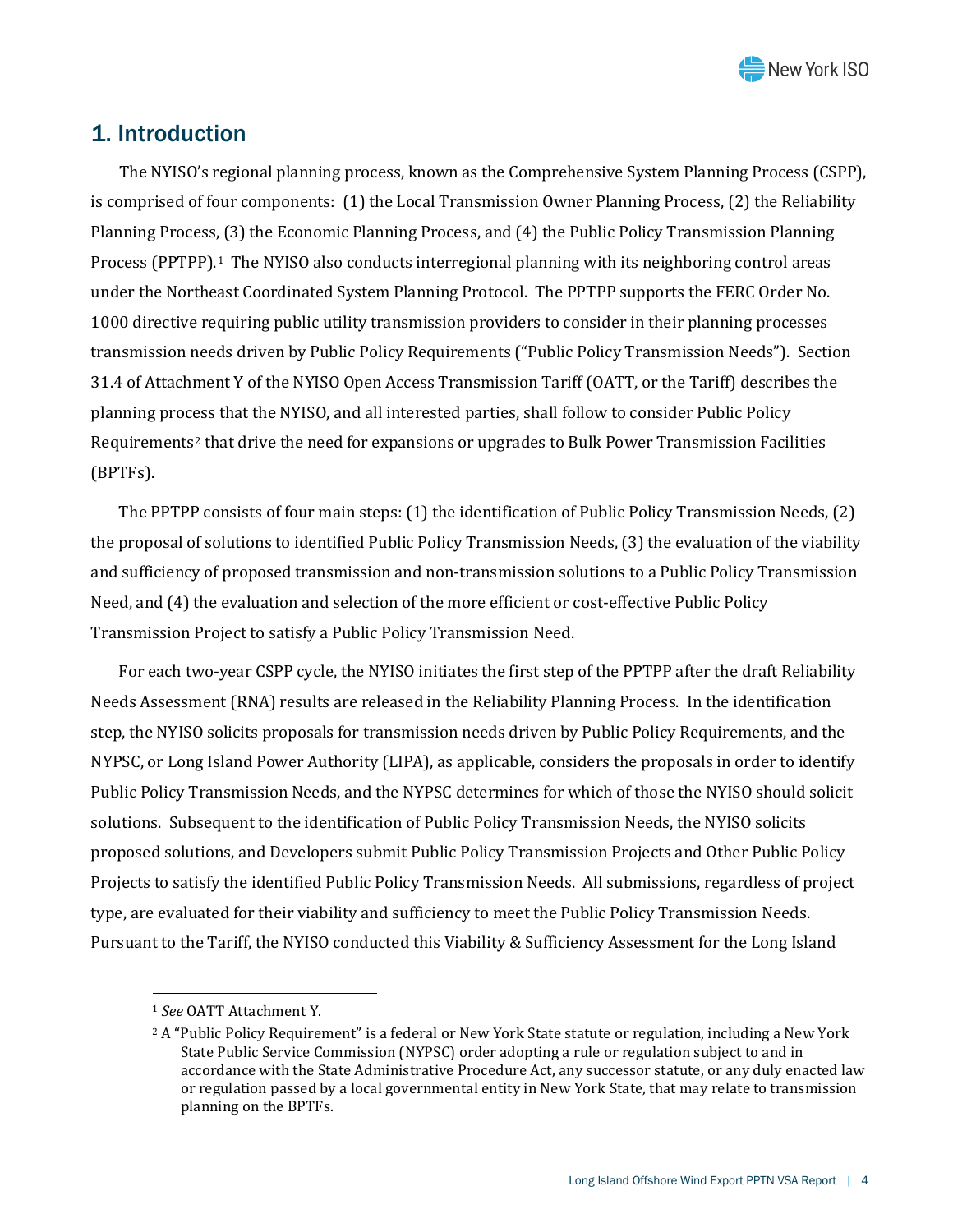# 1. Introduction

The NYISO's regional planning process, known as the Comprehensive System Planning Process (CSPP), is comprised of four components: (1) the Local Transmission Owner Planning Process, (2) the Reliability Planning Process, (3) the Economic Planning Process, and (4) the Public Policy Transmission Planning Process (PPTPP).[1] The NYISO also conducts interregional planning with its neighboring control areas under the Northeast Coordinated System Planning Protocol. The PPTPP supports the FERC Order No. 1000 directive requiring public utility transmission providers to consider in their planning processes transmission needs driven by Public Policy Requirements ("Public Policy Transmission Needs"). Section 31.4 of Attachment Y of the NYISO Open Access Transmission Tariff (OATT, or the Tariff) describes the planning process that the NYISO, and all interested parties, shall follow to consider Public Policy Requirements[2] that drive the need for expansions or upgrades to Bulk Power Transmission Facilities (BPTFs).

The PPTPP consists of four main steps: (1) the identification of Public Policy Transmission Needs, (2) the proposal of solutions to identified Public Policy Transmission Needs, (3) the evaluation of the viability and sufficiency of proposed transmission and non-transmission solutions to a Public Policy Transmission Need, and (4) the evaluation and selection of the more efficient or cost-effective Public Policy Transmission Project to satisfy a Public Policy Transmission Need.

For each two-year CSPP cycle, the NYISO initiates the first step of the PPTPP after the draft Reliability Needs Assessment (RNA) results are released in the Reliability Planning Process. In the identification step, the NYISO solicits proposals for transmission needs driven by Public Policy Requirements, and the NYPSC, or Long Island Power Authority (LIPA), as applicable, considers the proposals in order to identify Public Policy Transmission Needs, and the NYPSC determines for which of those the NYISO should solicit solutions. Subsequent to the identification of Public Policy Transmission Needs, the NYISO solicits proposed solutions, and Developers submit Public Policy Transmission Projects and Other Public Policy Projects to satisfy the identified Public Policy Transmission Needs. All submissions, regardless of project type, are evaluated for their viability and sufficiency to meet the Public Policy Transmission Needs. Pursuant to the Tariff, the NYISO conducted this Viability & Sufficiency Assessment for the Long Island

---

[1] *See* OATT Attachment Y.

[2] A "Public Policy Requirement" is a federal or New York State statute or regulation, including a New York State Public Service Commission (NYPSC) order adopting a rule or regulation subject to and in accordance with the State Administrative Procedure Act, any successor statute, or any duly enacted law or regulation passed by a local governmental entity in New York State, that may relate to transmission planning on the BPTFs.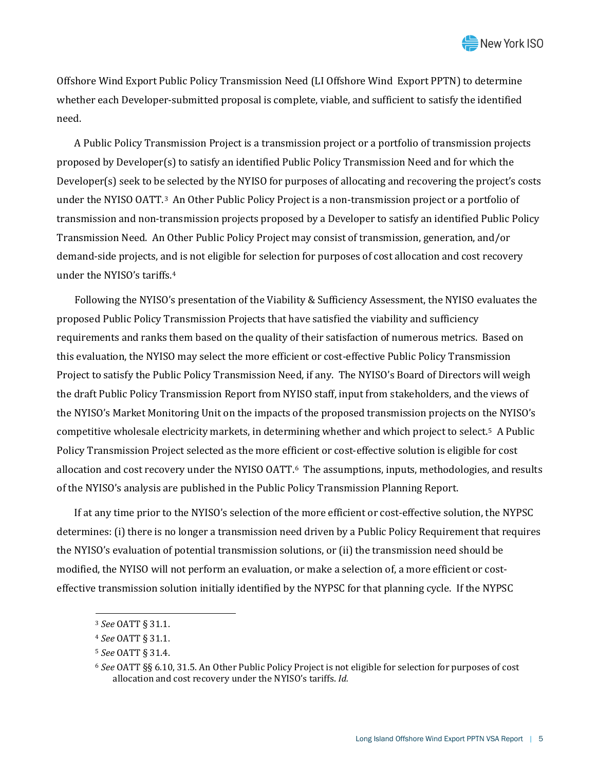Offshore Wind Export Public Policy Transmission Need (LI Offshore Wind Export PPTN) to determine whether each Developer-submitted proposal is complete, viable, and sufficient to satisfy the identified need.

A Public Policy Transmission Project is a transmission project or a portfolio of transmission projects proposed by Developer(s) to satisfy an identified Public Policy Transmission Need and for which the Developer(s) seek to be selected by the NYISO for purposes of allocating and recovering the project's costs under the NYISO OATT.[3] An Other Public Policy Project is a non-transmission project or a portfolio of transmission and non-transmission projects proposed by a Developer to satisfy an identified Public Policy Transmission Need. An Other Public Policy Project may consist of transmission, generation, and/or demand-side projects, and is not eligible for selection for purposes of cost allocation and cost recovery under the NYISO's tariffs.[4]

Following the NYISO's presentation of the Viability & Sufficiency Assessment, the NYISO evaluates the proposed Public Policy Transmission Projects that have satisfied the viability and sufficiency requirements and ranks them based on the quality of their satisfaction of numerous metrics. Based on this evaluation, the NYISO may select the more efficient or cost-effective Public Policy Transmission Project to satisfy the Public Policy Transmission Need, if any. The NYISO's Board of Directors will weigh the draft Public Policy Transmission Report from NYISO staff, input from stakeholders, and the views of the NYISO's Market Monitoring Unit on the impacts of the proposed transmission projects on the NYISO's competitive wholesale electricity markets, in determining whether and which project to select.[5] A Public Policy Transmission Project selected as the more efficient or cost-effective solution is eligible for cost allocation and cost recovery under the NYISO OATT.[6] The assumptions, inputs, methodologies, and results of the NYISO's analysis are published in the Public Policy Transmission Planning Report.

If at any time prior to the NYISO's selection of the more efficient or cost-effective solution, the NYPSC determines: (i) there is no longer a transmission need driven by a Public Policy Requirement that requires the NYISO's evaluation of potential transmission solutions, or (ii) the transmission need should be modified, the NYISO will not perform an evaluation, or make a selection of, a more efficient or cost-effective transmission solution initially identified by the NYPSC for that planning cycle. If the NYPSC

---

[3] *See* OATT § 31.1.

[4] *See* OATT § 31.1.

[5] *See* OATT § 31.4.

[6] *See* OATT §§ 6.10, 31.5. An Other Public Policy Project is not eligible for selection for purposes of cost allocation and cost recovery under the NYISO's tariffs. *Id.*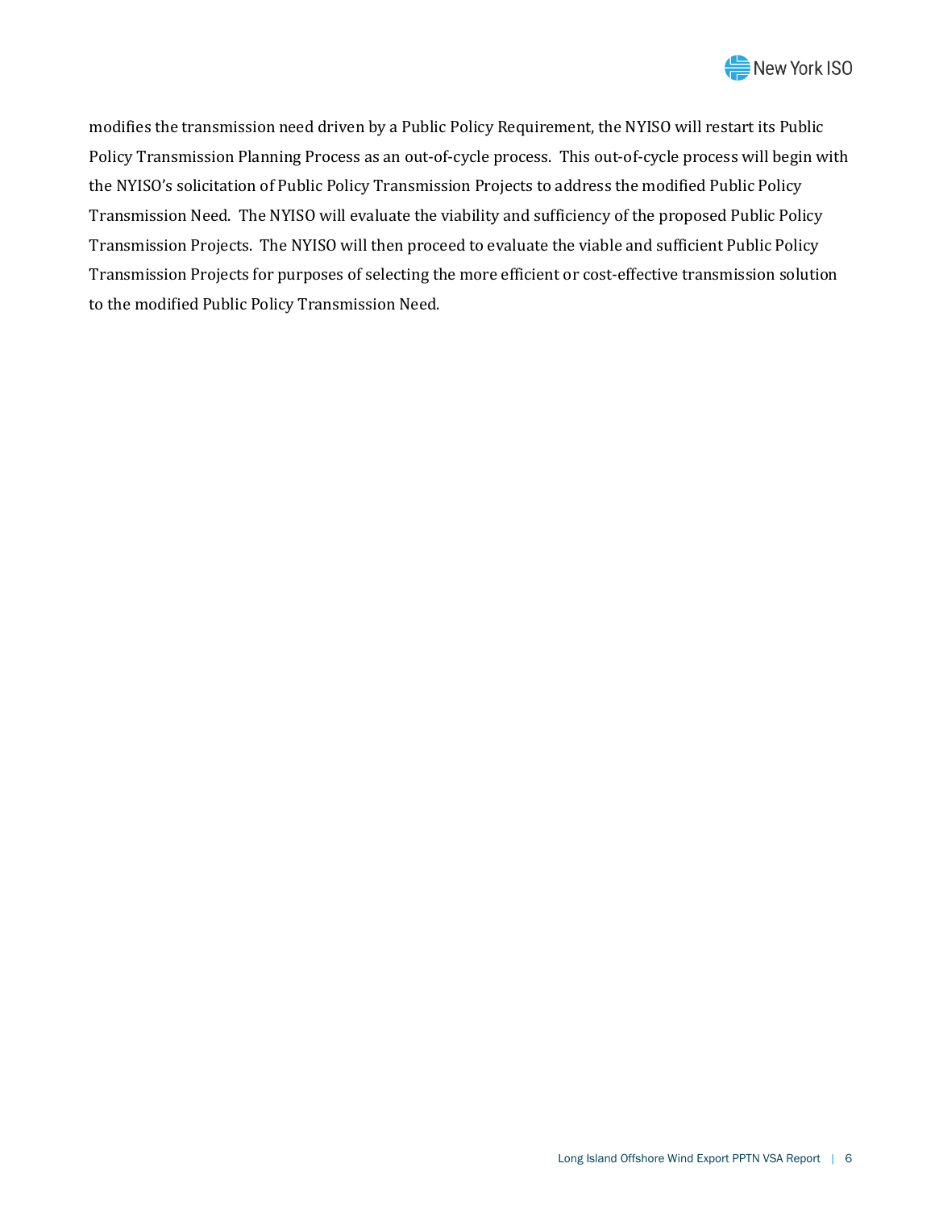modifies the transmission need driven by a Public Policy Requirement, the NYISO will restart its Public Policy Transmission Planning Process as an out-of-cycle process.  This out-of-cycle process will begin with the NYISO's solicitation of Public Policy Transmission Projects to address the modified Public Policy Transmission Need.  The NYISO will evaluate the viability and sufficiency of the proposed Public Policy Transmission Projects.  The NYISO will then proceed to evaluate the viable and sufficient Public Policy Transmission Projects for purposes of selecting the more efficient or cost-effective transmission solution to the modified Public Policy Transmission Need.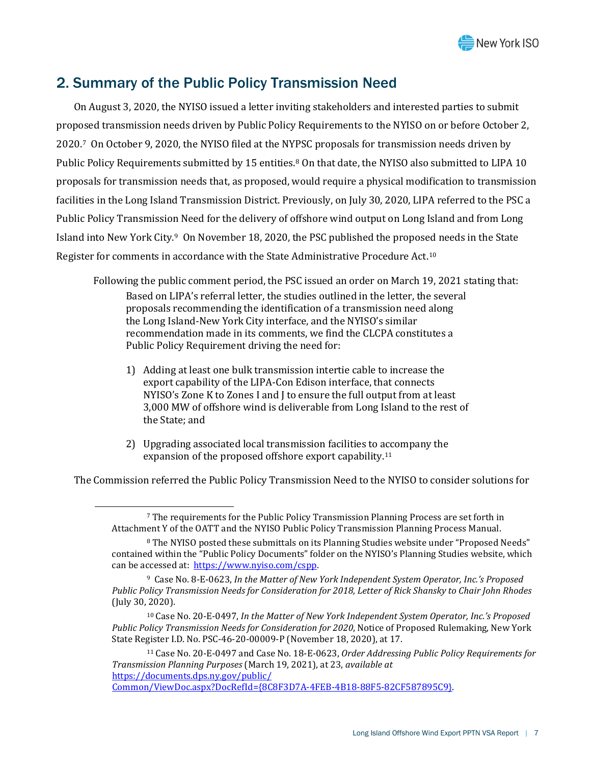## 2. Summary of the Public Policy Transmission Need

On August 3, 2020, the NYISO issued a letter inviting stakeholders and interested parties to submit proposed transmission needs driven by Public Policy Requirements to the NYISO on or before October 2, 2020.[7] On October 9, 2020, the NYISO filed at the NYPSC proposals for transmission needs driven by Public Policy Requirements submitted by 15 entities.[8] On that date, the NYISO also submitted to LIPA 10 proposals for transmission needs that, as proposed, would require a physical modification to transmission facilities in the Long Island Transmission District. Previously, on July 30, 2020, LIPA referred to the PSC a Public Policy Transmission Need for the delivery of offshore wind output on Long Island and from Long Island into New York City.[9] On November 18, 2020, the PSC published the proposed needs in the State Register for comments in accordance with the State Administrative Procedure Act.[10]

Following the public comment period, the PSC issued an order on March 19, 2021 stating that:

> Based on LIPA's referral letter, the studies outlined in the letter, the several proposals recommending the identification of a transmission need along the Long Island-New York City interface, and the NYISO's similar recommendation made in its comments, we find the CLCPA constitutes a Public Policy Requirement driving the need for:
>
> 1) Adding at least one bulk transmission intertie cable to increase the export capability of the LIPA-Con Edison interface, that connects NYISO's Zone K to Zones I and J to ensure the full output from at least 3,000 MW of offshore wind is deliverable from Long Island to the rest of the State; and
>
> 2) Upgrading associated local transmission facilities to accompany the expansion of the proposed offshore export capability.[11]

The Commission referred the Public Policy Transmission Need to the NYISO to consider solutions for

---

[7] The requirements for the Public Policy Transmission Planning Process are set forth in Attachment Y of the OATT and the NYISO Public Policy Transmission Planning Process Manual.

[8] The NYISO posted these submittals on its Planning Studies website under "Proposed Needs" contained within the "Public Policy Documents" folder on the NYISO's Planning Studies website, which can be accessed at: https://www.nyiso.com/cspp.

[9] Case No. 8-E-0623, *In the Matter of New York Independent System Operator, Inc.'s Proposed Public Policy Transmission Needs for Consideration for 2018, Letter of Rick Shansky to Chair John Rhodes* (July 30, 2020).

[10] Case No. 20-E-0497, *In the Matter of New York Independent System Operator, Inc.'s Proposed Public Policy Transmission Needs for Consideration for 2020*, Notice of Proposed Rulemaking, New York State Register I.D. No. PSC-46-20-00009-P (November 18, 2020), at 17.

[11] Case No. 20-E-0497 and Case No. 18-E-0623, *Order Addressing Public Policy Requirements for Transmission Planning Purposes* (March 19, 2021), at 23, *available at* https://documents.dps.ny.gov/public/Common/ViewDoc.aspx?DocRefId={8C8F3D7A-4FEB-4B18-88F5-82CF587895C9}.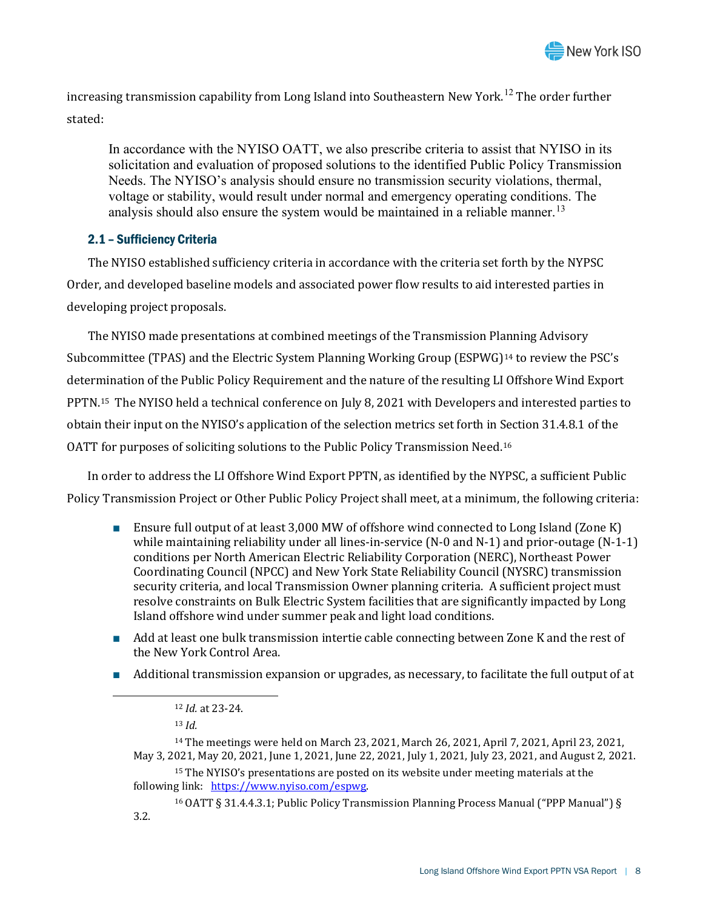increasing transmission capability from Long Island into Southeastern New York.[12] The order further stated:

> In accordance with the NYISO OATT, we also prescribe criteria to assist that NYISO in its solicitation and evaluation of proposed solutions to the identified Public Policy Transmission Needs. The NYISO's analysis should ensure no transmission security violations, thermal, voltage or stability, would result under normal and emergency operating conditions. The analysis should also ensure the system would be maintained in a reliable manner.[13]

### 2.1 – Sufficiency Criteria

The NYISO established sufficiency criteria in accordance with the criteria set forth by the NYPSC Order, and developed baseline models and associated power flow results to aid interested parties in developing project proposals.

The NYISO made presentations at combined meetings of the Transmission Planning Advisory Subcommittee (TPAS) and the Electric System Planning Working Group (ESPWG)[14] to review the PSC's determination of the Public Policy Requirement and the nature of the resulting LI Offshore Wind Export PPTN.[15] The NYISO held a technical conference on July 8, 2021 with Developers and interested parties to obtain their input on the NYISO's application of the selection metrics set forth in Section 31.4.8.1 of the OATT for purposes of soliciting solutions to the Public Policy Transmission Need.[16]

In order to address the LI Offshore Wind Export PPTN, as identified by the NYPSC, a sufficient Public Policy Transmission Project or Other Public Policy Project shall meet, at a minimum, the following criteria:

- Ensure full output of at least 3,000 MW of offshore wind connected to Long Island (Zone K) while maintaining reliability under all lines-in-service (N-0 and N-1) and prior-outage (N-1-1) conditions per North American Electric Reliability Corporation (NERC), Northeast Power Coordinating Council (NPCC) and New York State Reliability Council (NYSRC) transmission security criteria, and local Transmission Owner planning criteria. A sufficient project must resolve constraints on Bulk Electric System facilities that are significantly impacted by Long Island offshore wind under summer peak and light load conditions.
- Add at least one bulk transmission intertie cable connecting between Zone K and the rest of the New York Control Area.
- Additional transmission expansion or upgrades, as necessary, to facilitate the full output of at

---

[12] *Id.* at 23-24.

[13] *Id.*

[14] The meetings were held on March 23, 2021, March 26, 2021, April 7, 2021, April 23, 2021, May 3, 2021, May 20, 2021, June 1, 2021, June 22, 2021, July 1, 2021, July 23, 2021, and August 2, 2021.

[15] The NYISO's presentations are posted on its website under meeting materials at the following link: https://www.nyiso.com/espwg.

[16] OATT § 31.4.4.3.1; Public Policy Transmission Planning Process Manual ("PPP Manual") § 3.2.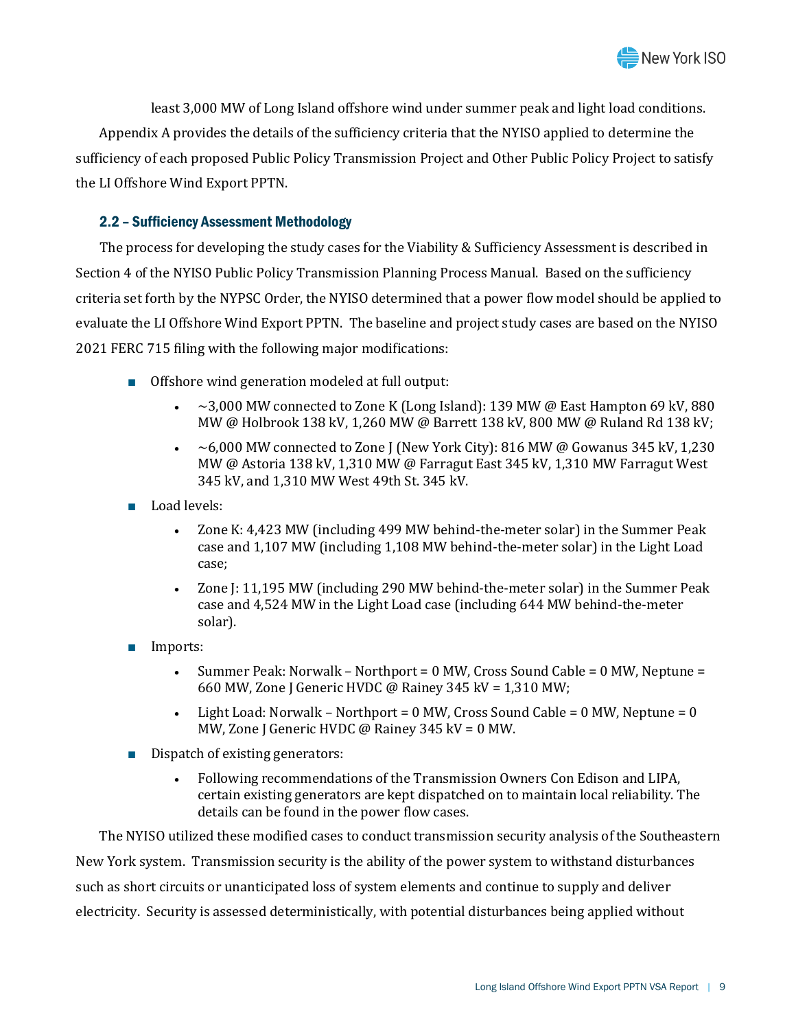least 3,000 MW of Long Island offshore wind under summer peak and light load conditions.

Appendix A provides the details of the sufficiency criteria that the NYISO applied to determine the sufficiency of each proposed Public Policy Transmission Project and Other Public Policy Project to satisfy the LI Offshore Wind Export PPTN.

### 2.2 – Sufficiency Assessment Methodology

The process for developing the study cases for the Viability & Sufficiency Assessment is described in Section 4 of the NYISO Public Policy Transmission Planning Process Manual. Based on the sufficiency criteria set forth by the NYPSC Order, the NYISO determined that a power flow model should be applied to evaluate the LI Offshore Wind Export PPTN. The baseline and project study cases are based on the NYISO 2021 FERC 715 filing with the following major modifications:

- Offshore wind generation modeled at full output:
  - ~3,000 MW connected to Zone K (Long Island): 139 MW @ East Hampton 69 kV, 880 MW @ Holbrook 138 kV, 1,260 MW @ Barrett 138 kV, 800 MW @ Ruland Rd 138 kV;
  - ~6,000 MW connected to Zone J (New York City): 816 MW @ Gowanus 345 kV, 1,230 MW @ Astoria 138 kV, 1,310 MW @ Farragut East 345 kV, 1,310 MW Farragut West 345 kV, and 1,310 MW West 49th St. 345 kV.
- Load levels:
  - Zone K: 4,423 MW (including 499 MW behind-the-meter solar) in the Summer Peak case and 1,107 MW (including 1,108 MW behind-the-meter solar) in the Light Load case;
  - Zone J: 11,195 MW (including 290 MW behind-the-meter solar) in the Summer Peak case and 4,524 MW in the Light Load case (including 644 MW behind-the-meter solar).
- Imports:
  - Summer Peak: Norwalk – Northport = 0 MW, Cross Sound Cable = 0 MW, Neptune = 660 MW, Zone J Generic HVDC @ Rainey 345 kV = 1,310 MW;
  - Light Load: Norwalk – Northport = 0 MW, Cross Sound Cable = 0 MW, Neptune = 0 MW, Zone J Generic HVDC @ Rainey 345 kV = 0 MW.
- Dispatch of existing generators:
  - Following recommendations of the Transmission Owners Con Edison and LIPA, certain existing generators are kept dispatched on to maintain local reliability. The details can be found in the power flow cases.

The NYISO utilized these modified cases to conduct transmission security analysis of the Southeastern New York system. Transmission security is the ability of the power system to withstand disturbances such as short circuits or unanticipated loss of system elements and continue to supply and deliver electricity. Security is assessed deterministically, with potential disturbances being applied without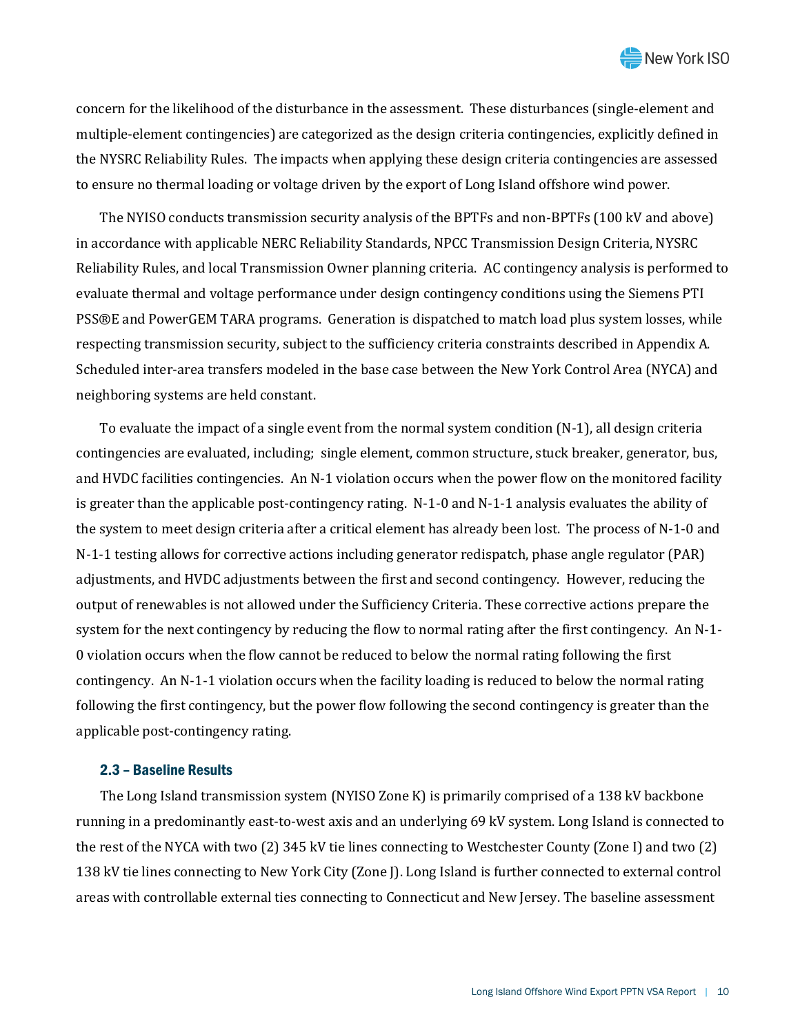concern for the likelihood of the disturbance in the assessment. These disturbances (single-element and multiple-element contingencies) are categorized as the design criteria contingencies, explicitly defined in the NYSRC Reliability Rules. The impacts when applying these design criteria contingencies are assessed to ensure no thermal loading or voltage driven by the export of Long Island offshore wind power.

The NYISO conducts transmission security analysis of the BPTFs and non-BPTFs (100 kV and above) in accordance with applicable NERC Reliability Standards, NPCC Transmission Design Criteria, NYSRC Reliability Rules, and local Transmission Owner planning criteria. AC contingency analysis is performed to evaluate thermal and voltage performance under design contingency conditions using the Siemens PTI PSS®E and PowerGEM TARA programs. Generation is dispatched to match load plus system losses, while respecting transmission security, subject to the sufficiency criteria constraints described in Appendix A. Scheduled inter-area transfers modeled in the base case between the New York Control Area (NYCA) and neighboring systems are held constant.

To evaluate the impact of a single event from the normal system condition (N-1), all design criteria contingencies are evaluated, including; single element, common structure, stuck breaker, generator, bus, and HVDC facilities contingencies. An N-1 violation occurs when the power flow on the monitored facility is greater than the applicable post-contingency rating. N-1-0 and N-1-1 analysis evaluates the ability of the system to meet design criteria after a critical element has already been lost. The process of N-1-0 and N-1-1 testing allows for corrective actions including generator redispatch, phase angle regulator (PAR) adjustments, and HVDC adjustments between the first and second contingency. However, reducing the output of renewables is not allowed under the Sufficiency Criteria. These corrective actions prepare the system for the next contingency by reducing the flow to normal rating after the first contingency. An N-1-0 violation occurs when the flow cannot be reduced to below the normal rating following the first contingency. An N-1-1 violation occurs when the facility loading is reduced to below the normal rating following the first contingency, but the power flow following the second contingency is greater than the applicable post-contingency rating.

### 2.3 – Baseline Results

The Long Island transmission system (NYISO Zone K) is primarily comprised of a 138 kV backbone running in a predominantly east-to-west axis and an underlying 69 kV system. Long Island is connected to the rest of the NYCA with two (2) 345 kV tie lines connecting to Westchester County (Zone I) and two (2) 138 kV tie lines connecting to New York City (Zone J). Long Island is further connected to external control areas with controllable external ties connecting to Connecticut and New Jersey. The baseline assessment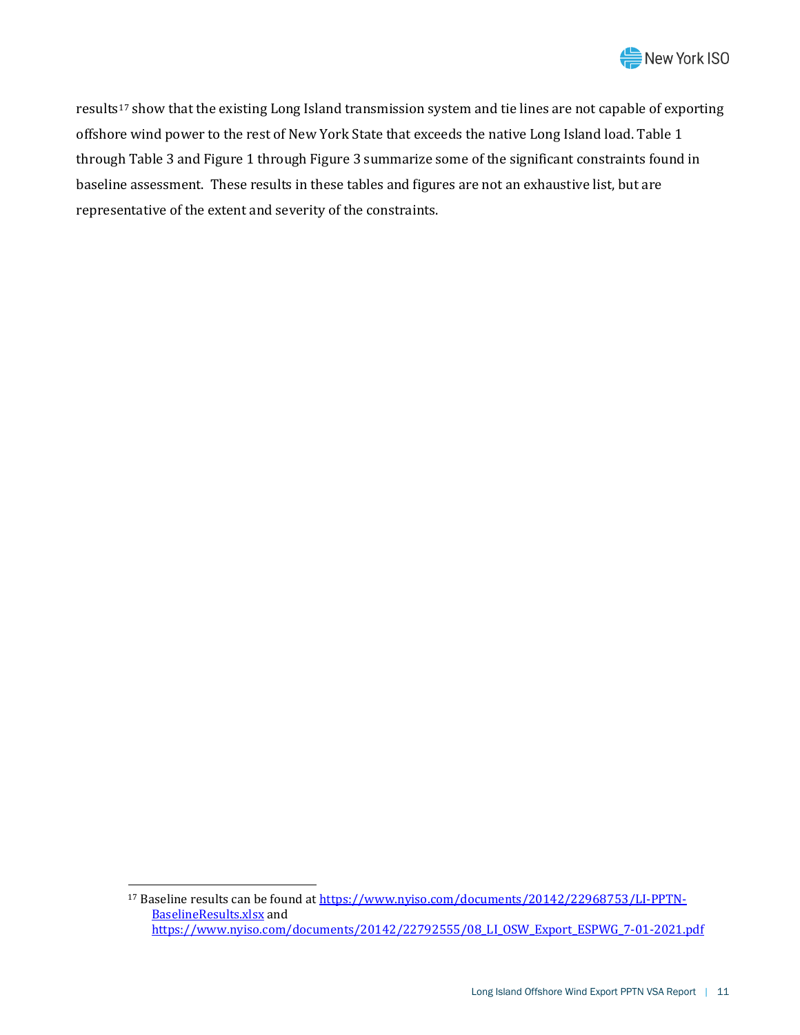results[17] show that the existing Long Island transmission system and tie lines are not capable of exporting offshore wind power to the rest of New York State that exceeds the native Long Island load. Table 1 through Table 3 and Figure 1 through Figure 3 summarize some of the significant constraints found in baseline assessment. These results in these tables and figures are not an exhaustive list, but are representative of the extent and severity of the constraints.

---

[17] Baseline results can be found at https://www.nyiso.com/documents/20142/22968753/LI-PPTN-BaselineResults.xlsx and https://www.nyiso.com/documents/20142/22792555/08_LI_OSW_Export_ESPWG_7-01-2021.pdf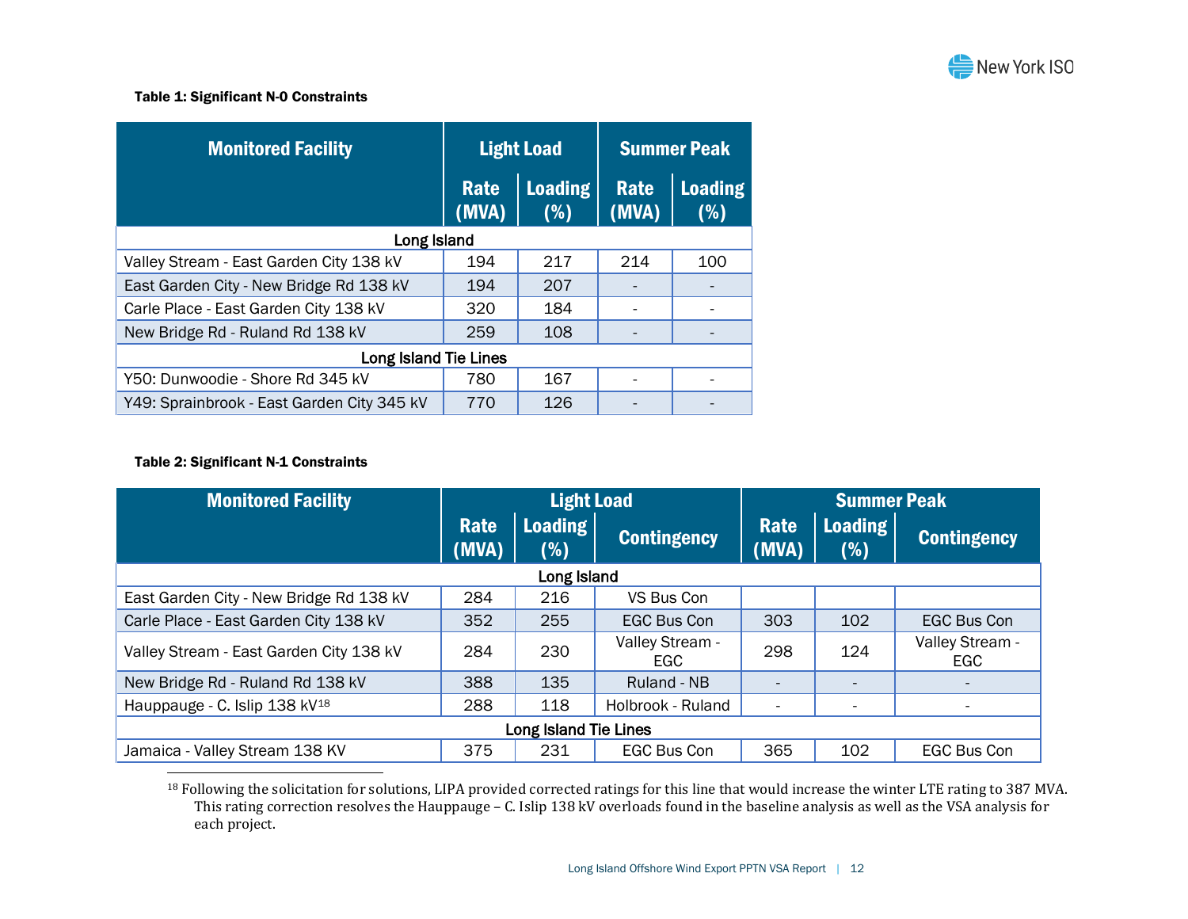**Table 1: Significant N-0 Constraints**

| Monitored Facility | Light Load | | Summer Peak | |
|---|---|---|---|---|
| | Rate (MVA) | Loading (%) | Rate (MVA) | Loading (%) |
| **Long Island** | | | | |
| Valley Stream - East Garden City 138 kV | 194 | 217 | 214 | 100 |
| East Garden City - New Bridge Rd 138 kV | 194 | 207 | - | - |
| Carle Place - East Garden City 138 kV | 320 | 184 | - | - |
| New Bridge Rd - Ruland Rd 138 kV | 259 | 108 | - | - |
| **Long Island Tie Lines** | | | | |
| Y50: Dunwoodie - Shore Rd 345 kV | 780 | 167 | - | - |
| Y49: Sprainbrook - East Garden City 345 kV | 770 | 126 | - | - |

**Table 2: Significant N-1 Constraints**

| Monitored Facility | Light Load | | | Summer Peak | | |
|---|---|---|---|---|---|---|
| | Rate (MVA) | Loading (%) | Contingency | Rate (MVA) | Loading (%) | Contingency |
| **Long Island** | | | | | | |
| East Garden City - New Bridge Rd 138 kV | 284 | 216 | VS Bus Con | | | |
| Carle Place - East Garden City 138 kV | 352 | 255 | EGC Bus Con | 303 | 102 | EGC Bus Con |
| Valley Stream - East Garden City 138 kV | 284 | 230 | Valley Stream - EGC | 298 | 124 | Valley Stream - EGC |
| New Bridge Rd - Ruland Rd 138 kV | 388 | 135 | Ruland - NB | - | - | - |
| Hauppauge - C. Islip 138 kV[18] | 288 | 118 | Holbrook - Ruland | - | - | - |
| **Long Island Tie Lines** | | | | | | |
| Jamaica - Valley Stream 138 KV | 375 | 231 | EGC Bus Con | 365 | 102 | EGC Bus Con |

[18] Following the solicitation for solutions, LIPA provided corrected ratings for this line that would increase the winter LTE rating to 387 MVA. This rating correction resolves the Hauppauge – C. Islip 138 kV overloads found in the baseline analysis as well as the VSA analysis for each project.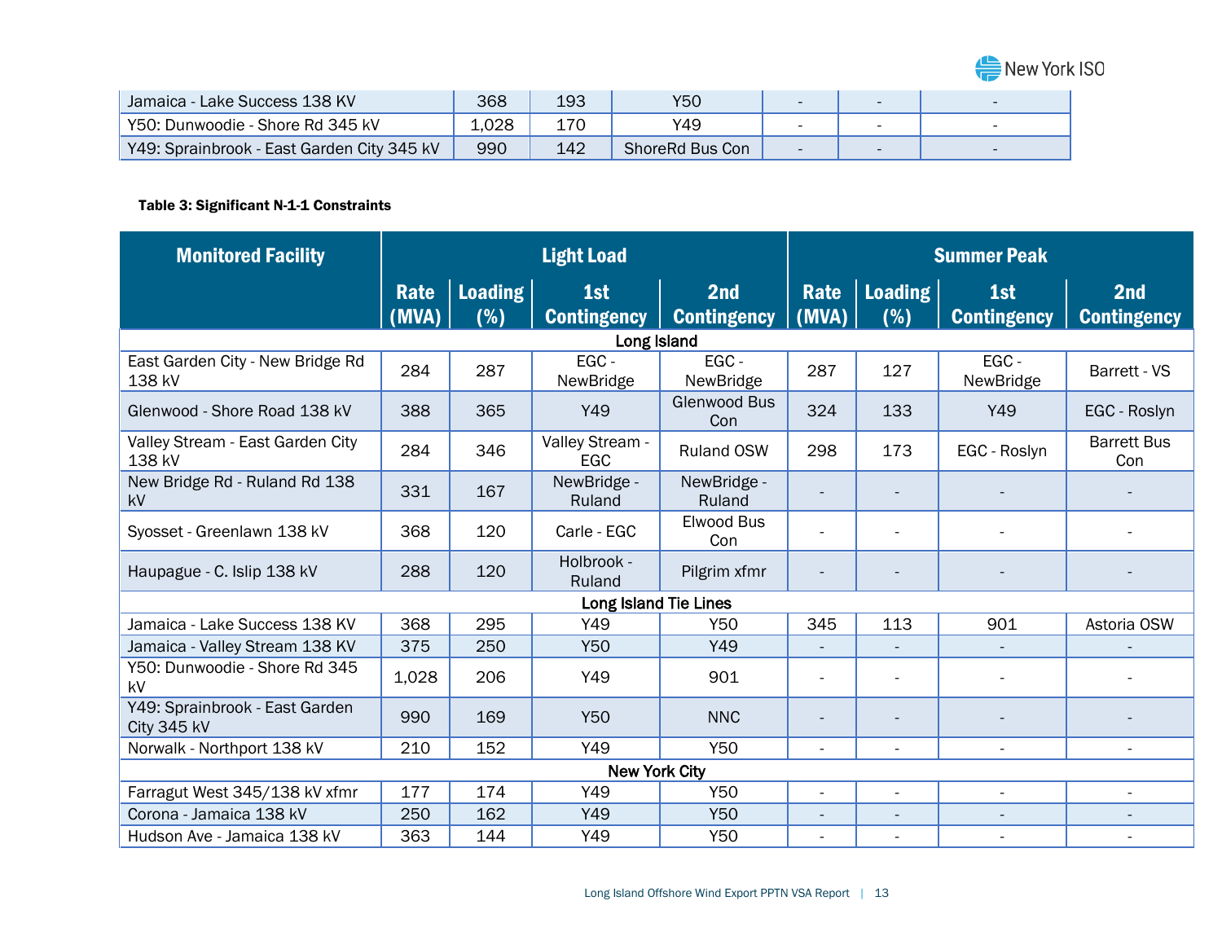| Jamaica - Lake Success 138 KV | 368 | 193 | Y50 | - | - | - |
|---|---|---|---|---|---|---|
| Y50: Dunwoodie - Shore Rd 345 kV | 1,028 | 170 | Y49 | - | - | - |
| Y49: Sprainbrook - East Garden City 345 kV | 990 | 142 | ShoreRd Bus Con | - | - | - |

**Table 3: Significant N-1-1 Constraints**

| Monitored Facility | Light Load | | | | Summer Peak | | | |
|---|---|---|---|---|---|---|---|---|
| | Rate (MVA) | Loading (%) | 1st Contingency | 2nd Contingency | Rate (MVA) | Loading (%) | 1st Contingency | 2nd Contingency |
| **Long Island** | | | | | | | | |
| East Garden City - New Bridge Rd 138 kV | 284 | 287 | EGC - NewBridge | EGC - NewBridge | 287 | 127 | EGC - NewBridge | Barrett - VS |
| Glenwood - Shore Road 138 kV | 388 | 365 | Y49 | Glenwood Bus Con | 324 | 133 | Y49 | EGC - Roslyn |
| Valley Stream - East Garden City 138 kV | 284 | 346 | Valley Stream - EGC | Ruland OSW | 298 | 173 | EGC - Roslyn | Barrett Bus Con |
| New Bridge Rd - Ruland Rd 138 kV | 331 | 167 | NewBridge - Ruland | NewBridge - Ruland | - | - | - | - |
| Syosset - Greenlawn 138 kV | 368 | 120 | Carle - EGC | Elwood Bus Con | - | - | - | - |
| Haupague - C. Islip 138 kV | 288 | 120 | Holbrook - Ruland | Pilgrim xfmr | - | - | - | - |
| **Long Island Tie Lines** | | | | | | | | |
| Jamaica - Lake Success 138 KV | 368 | 295 | Y49 | Y50 | 345 | 113 | 901 | Astoria OSW |
| Jamaica - Valley Stream 138 KV | 375 | 250 | Y50 | Y49 | - | - | - | - |
| Y50: Dunwoodie - Shore Rd 345 kV | 1,028 | 206 | Y49 | 901 | - | - | - | - |
| Y49: Sprainbrook - East Garden City 345 kV | 990 | 169 | Y50 | NNC | - | - | - | - |
| Norwalk - Northport 138 kV | 210 | 152 | Y49 | Y50 | - | - | - | - |
| **New York City** | | | | | | | | |
| Farragut West 345/138 kV xfmr | 177 | 174 | Y49 | Y50 | - | - | - | - |
| Corona - Jamaica 138 kV | 250 | 162 | Y49 | Y50 | - | - | - | - |
| Hudson Ave - Jamaica 138 kV | 363 | 144 | Y49 | Y50 | - | - | - | - |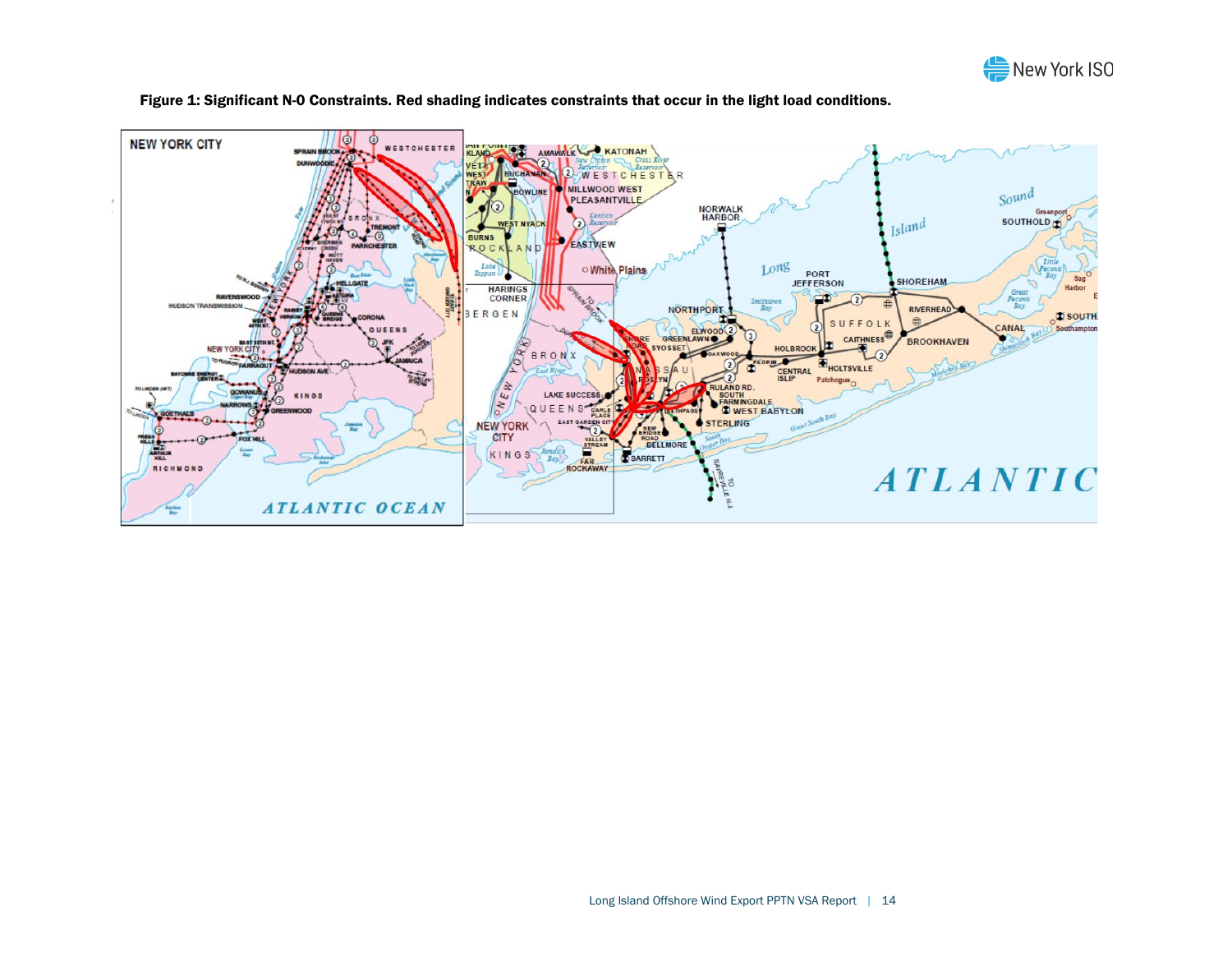**Figure 1: Significant N-0 Constraints. Red shading indicates constraints that occur in the light load conditions.**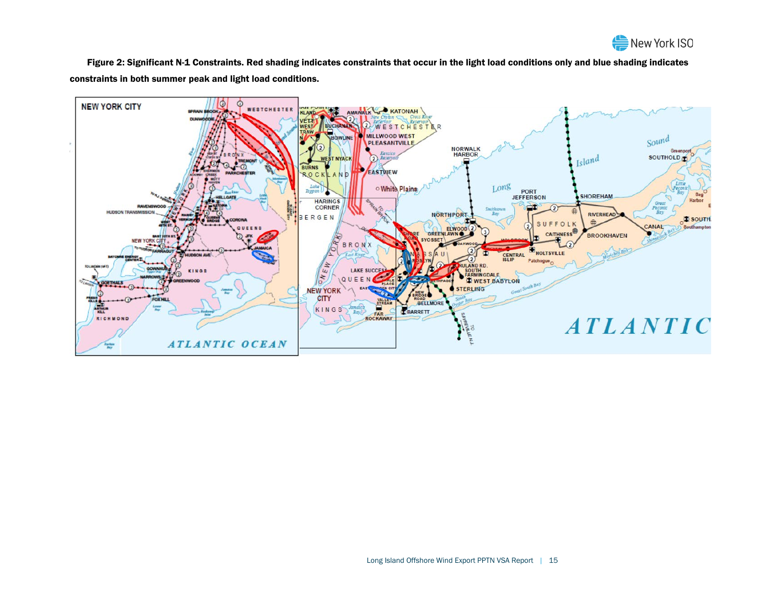**Figure 2: Significant N-1 Constraints. Red shading indicates constraints that occur in the light load conditions only and blue shading indicates constraints in both summer peak and light load conditions.**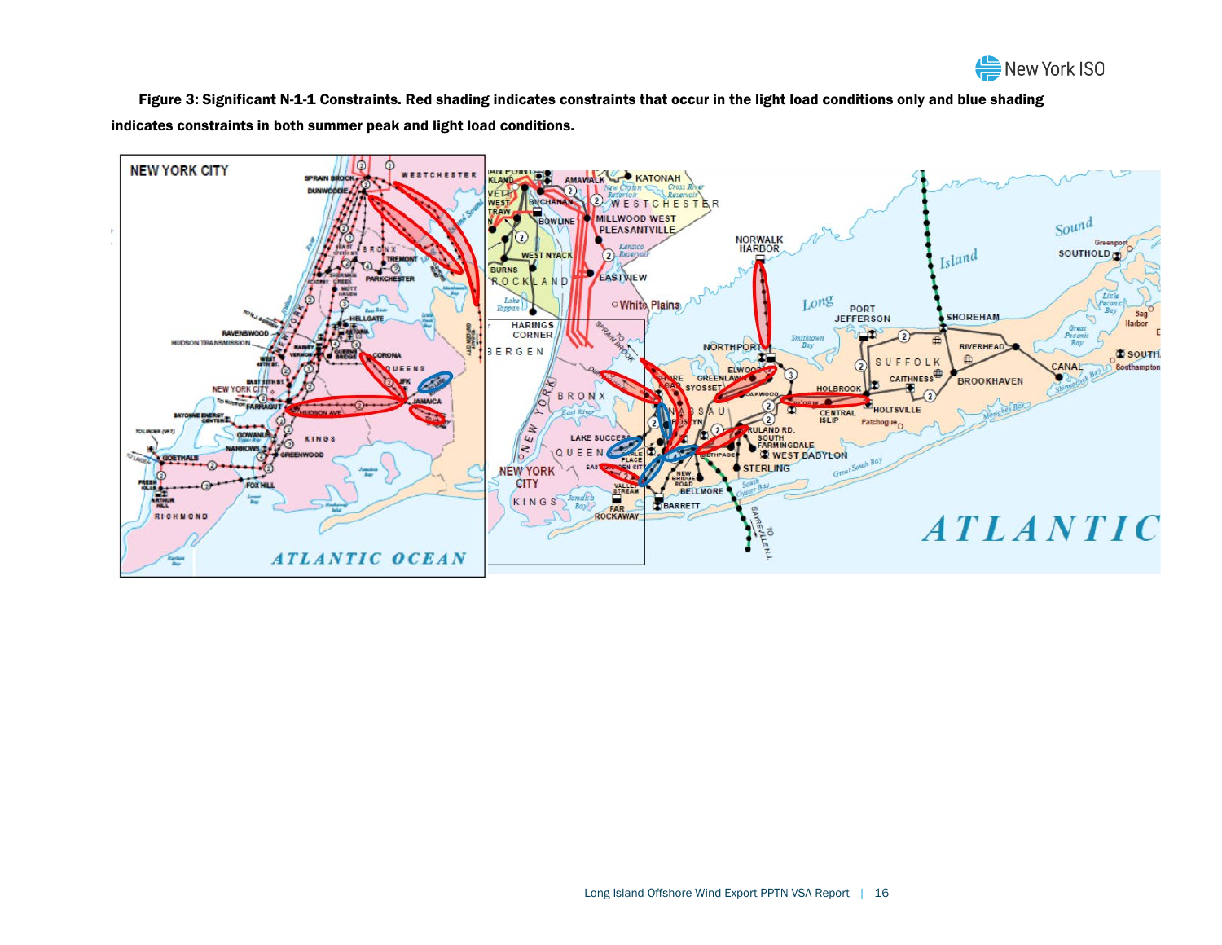**Figure 3: Significant N-1-1 Constraints. Red shading indicates constraints that occur in the light load conditions only and blue shading indicates constraints in both summer peak and light load conditions.**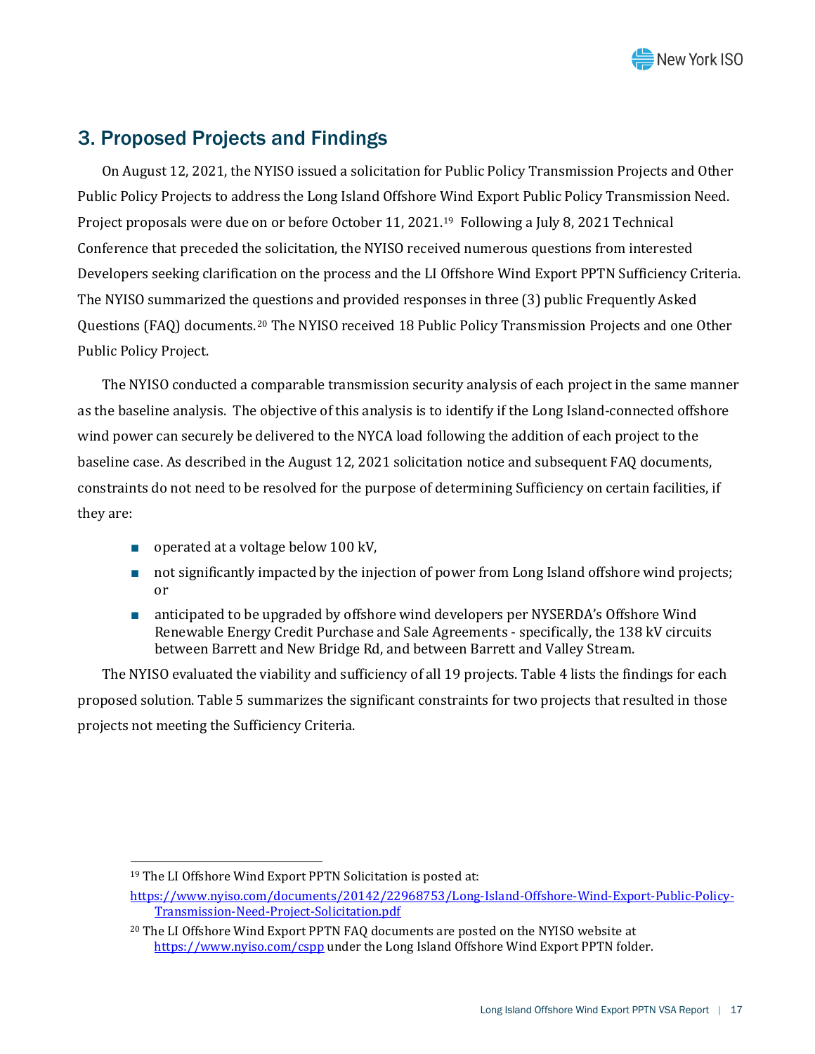## 3. Proposed Projects and Findings

On August 12, 2021, the NYISO issued a solicitation for Public Policy Transmission Projects and Other Public Policy Projects to address the Long Island Offshore Wind Export Public Policy Transmission Need. Project proposals were due on or before October 11, 2021.[19] Following a July 8, 2021 Technical Conference that preceded the solicitation, the NYISO received numerous questions from interested Developers seeking clarification on the process and the LI Offshore Wind Export PPTN Sufficiency Criteria. The NYISO summarized the questions and provided responses in three (3) public Frequently Asked Questions (FAQ) documents.[20] The NYISO received 18 Public Policy Transmission Projects and one Other Public Policy Project.

The NYISO conducted a comparable transmission security analysis of each project in the same manner as the baseline analysis. The objective of this analysis is to identify if the Long Island-connected offshore wind power can securely be delivered to the NYCA load following the addition of each project to the baseline case. As described in the August 12, 2021 solicitation notice and subsequent FAQ documents, constraints do not need to be resolved for the purpose of determining Sufficiency on certain facilities, if they are:

- operated at a voltage below 100 kV,
- not significantly impacted by the injection of power from Long Island offshore wind projects; or
- anticipated to be upgraded by offshore wind developers per NYSERDA's Offshore Wind Renewable Energy Credit Purchase and Sale Agreements - specifically, the 138 kV circuits between Barrett and New Bridge Rd, and between Barrett and Valley Stream.

The NYISO evaluated the viability and sufficiency of all 19 projects. Table 4 lists the findings for each proposed solution. Table 5 summarizes the significant constraints for two projects that resulted in those projects not meeting the Sufficiency Criteria.

---

[19] The LI Offshore Wind Export PPTN Solicitation is posted at: https://www.nyiso.com/documents/20142/22968753/Long-Island-Offshore-Wind-Export-Public-Policy-Transmission-Need-Project-Solicitation.pdf

[20] The LI Offshore Wind Export PPTN FAQ documents are posted on the NYISO website at https://www.nyiso.com/cspp under the Long Island Offshore Wind Export PPTN folder.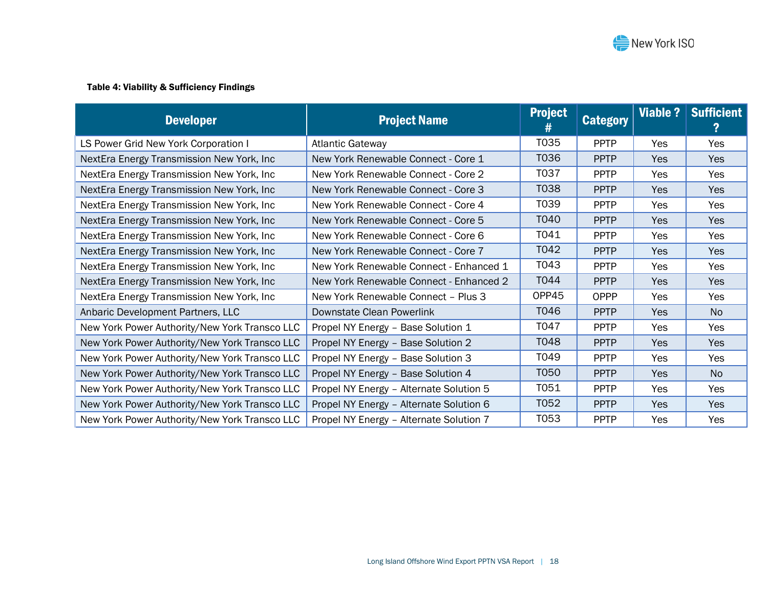**Table 4: Viability & Sufficiency Findings**

| Developer | Project Name | Project # | Category | Viable ? | Sufficient ? |
|---|---|---|---|---|---|
| LS Power Grid New York Corporation I | Atlantic Gateway | T035 | PPTP | Yes | Yes |
| NextEra Energy Transmission New York, Inc | New York Renewable Connect - Core 1 | T036 | PPTP | Yes | Yes |
| NextEra Energy Transmission New York, Inc | New York Renewable Connect - Core 2 | T037 | PPTP | Yes | Yes |
| NextEra Energy Transmission New York, Inc | New York Renewable Connect - Core 3 | T038 | PPTP | Yes | Yes |
| NextEra Energy Transmission New York, Inc | New York Renewable Connect - Core 4 | T039 | PPTP | Yes | Yes |
| NextEra Energy Transmission New York, Inc | New York Renewable Connect - Core 5 | T040 | PPTP | Yes | Yes |
| NextEra Energy Transmission New York, Inc | New York Renewable Connect - Core 6 | T041 | PPTP | Yes | Yes |
| NextEra Energy Transmission New York, Inc | New York Renewable Connect - Core 7 | T042 | PPTP | Yes | Yes |
| NextEra Energy Transmission New York, Inc | New York Renewable Connect - Enhanced 1 | T043 | PPTP | Yes | Yes |
| NextEra Energy Transmission New York, Inc | New York Renewable Connect - Enhanced 2 | T044 | PPTP | Yes | Yes |
| NextEra Energy Transmission New York, Inc | New York Renewable Connect – Plus 3 | OPP45 | OPPP | Yes | Yes |
| Anbaric Development Partners, LLC | Downstate Clean Powerlink | T046 | PPTP | Yes | No |
| New York Power Authority/New York Transco LLC | Propel NY Energy – Base Solution 1 | T047 | PPTP | Yes | Yes |
| New York Power Authority/New York Transco LLC | Propel NY Energy – Base Solution 2 | T048 | PPTP | Yes | Yes |
| New York Power Authority/New York Transco LLC | Propel NY Energy – Base Solution 3 | T049 | PPTP | Yes | Yes |
| New York Power Authority/New York Transco LLC | Propel NY Energy – Base Solution 4 | T050 | PPTP | Yes | No |
| New York Power Authority/New York Transco LLC | Propel NY Energy – Alternate Solution 5 | T051 | PPTP | Yes | Yes |
| New York Power Authority/New York Transco LLC | Propel NY Energy – Alternate Solution 6 | T052 | PPTP | Yes | Yes |
| New York Power Authority/New York Transco LLC | Propel NY Energy – Alternate Solution 7 | T053 | PPTP | Yes | Yes |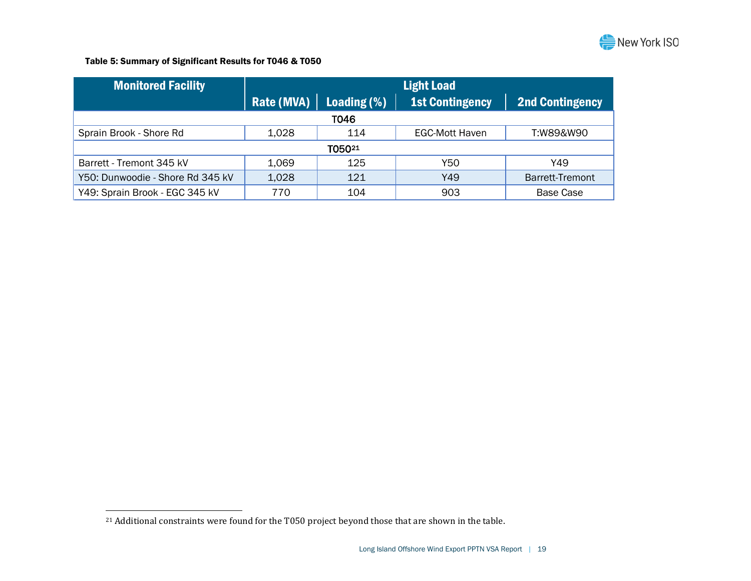**Table 5: Summary of Significant Results for T046 & T050**

| Monitored Facility | Light Load | | | |
|---|---|---|---|---|
| | Rate (MVA) | Loading (%) | 1st Contingency | 2nd Contingency |
| **T046** | | | | |
| Sprain Brook - Shore Rd | 1,028 | 114 | EGC-Mott Haven | T:W89&W90 |
| **T050[21]** | | | | |
| Barrett - Tremont 345 kV | 1,069 | 125 | Y50 | Y49 |
| Y50: Dunwoodie - Shore Rd 345 kV | 1,028 | 121 | Y49 | Barrett-Tremont |
| Y49: Sprain Brook - EGC 345 kV | 770 | 104 | 903 | Base Case |

[21] Additional constraints were found for the T050 project beyond those that are shown in the table.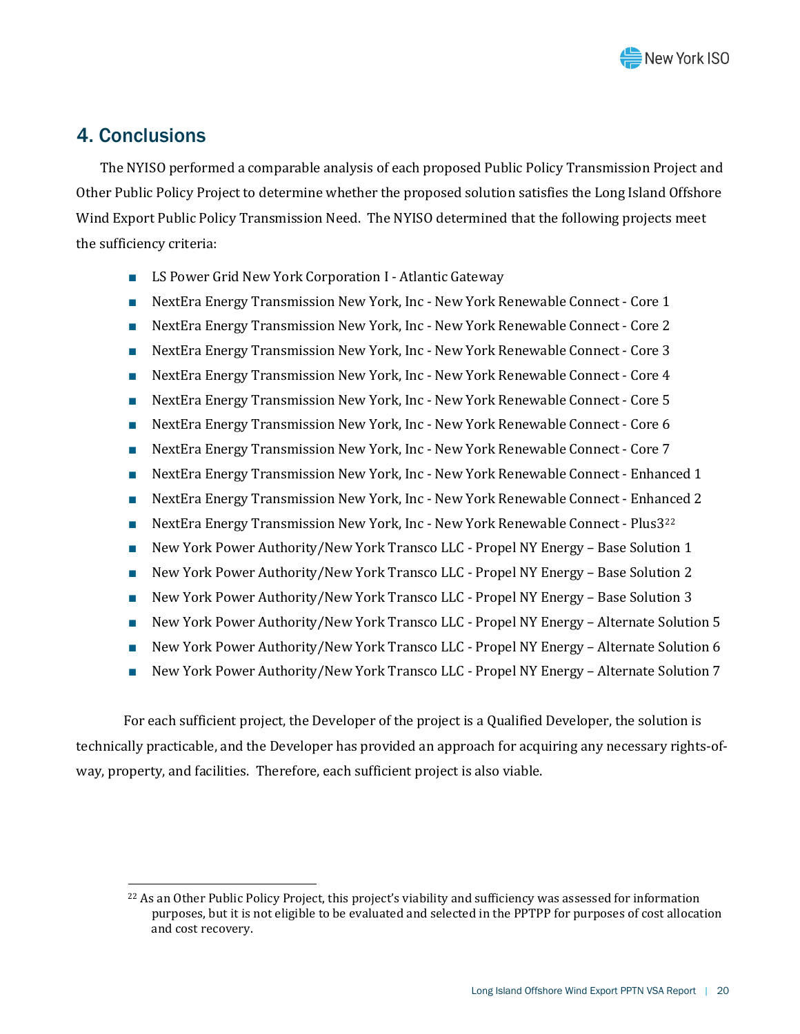## 4. Conclusions

The NYISO performed a comparable analysis of each proposed Public Policy Transmission Project and Other Public Policy Project to determine whether the proposed solution satisfies the Long Island Offshore Wind Export Public Policy Transmission Need. The NYISO determined that the following projects meet the sufficiency criteria:

- LS Power Grid New York Corporation I - Atlantic Gateway
- NextEra Energy Transmission New York, Inc - New York Renewable Connect - Core 1
- NextEra Energy Transmission New York, Inc - New York Renewable Connect - Core 2
- NextEra Energy Transmission New York, Inc - New York Renewable Connect - Core 3
- NextEra Energy Transmission New York, Inc - New York Renewable Connect - Core 4
- NextEra Energy Transmission New York, Inc - New York Renewable Connect - Core 5
- NextEra Energy Transmission New York, Inc - New York Renewable Connect - Core 6
- NextEra Energy Transmission New York, Inc - New York Renewable Connect - Core 7
- NextEra Energy Transmission New York, Inc - New York Renewable Connect - Enhanced 1
- NextEra Energy Transmission New York, Inc - New York Renewable Connect - Enhanced 2
- NextEra Energy Transmission New York, Inc - New York Renewable Connect - Plus3[22]
- New York Power Authority/New York Transco LLC - Propel NY Energy – Base Solution 1
- New York Power Authority/New York Transco LLC - Propel NY Energy – Base Solution 2
- New York Power Authority/New York Transco LLC - Propel NY Energy – Base Solution 3
- New York Power Authority/New York Transco LLC - Propel NY Energy – Alternate Solution 5
- New York Power Authority/New York Transco LLC - Propel NY Energy – Alternate Solution 6
- New York Power Authority/New York Transco LLC - Propel NY Energy – Alternate Solution 7

For each sufficient project, the Developer of the project is a Qualified Developer, the solution is technically practicable, and the Developer has provided an approach for acquiring any necessary rights-of-way, property, and facilities. Therefore, each sufficient project is also viable.

[22] As an Other Public Policy Project, this project's viability and sufficiency was assessed for information purposes, but it is not eligible to be evaluated and selected in the PPTPP for purposes of cost allocation and cost recovery.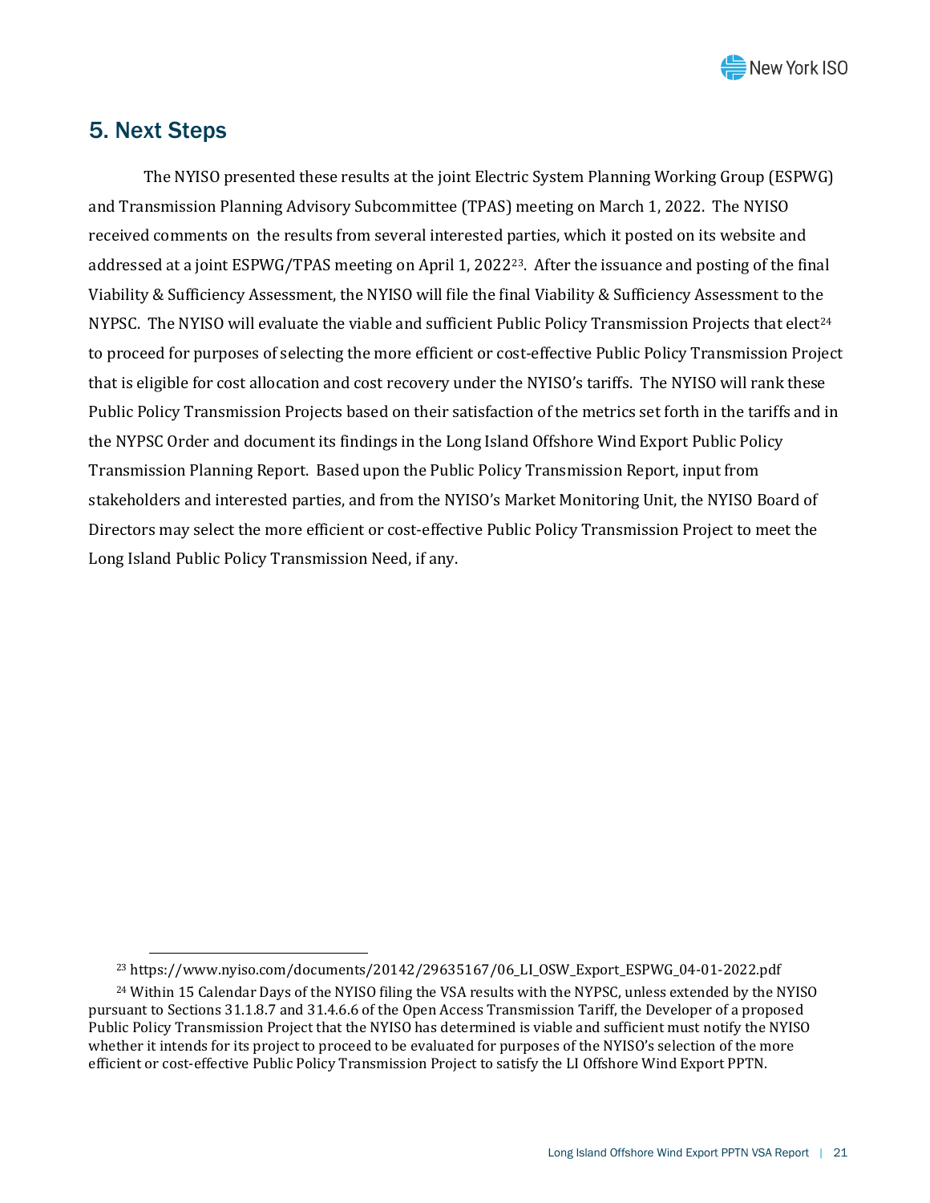## 5. Next Steps

The NYISO presented these results at the joint Electric System Planning Working Group (ESPWG) and Transmission Planning Advisory Subcommittee (TPAS) meeting on March 1, 2022. The NYISO received comments on the results from several interested parties, which it posted on its website and addressed at a joint ESPWG/TPAS meeting on April 1, 2022[23]. After the issuance and posting of the final Viability & Sufficiency Assessment, the NYISO will file the final Viability & Sufficiency Assessment to the NYPSC. The NYISO will evaluate the viable and sufficient Public Policy Transmission Projects that elect[24] to proceed for purposes of selecting the more efficient or cost-effective Public Policy Transmission Project that is eligible for cost allocation and cost recovery under the NYISO's tariffs. The NYISO will rank these Public Policy Transmission Projects based on their satisfaction of the metrics set forth in the tariffs and in the NYPSC Order and document its findings in the Long Island Offshore Wind Export Public Policy Transmission Planning Report. Based upon the Public Policy Transmission Report, input from stakeholders and interested parties, and from the NYISO's Market Monitoring Unit, the NYISO Board of Directors may select the more efficient or cost-effective Public Policy Transmission Project to meet the Long Island Public Policy Transmission Need, if any.

---

[23] https://www.nyiso.com/documents/20142/29635167/06_LI_OSW_Export_ESPWG_04-01-2022.pdf

[24] Within 15 Calendar Days of the NYISO filing the VSA results with the NYPSC, unless extended by the NYISO pursuant to Sections 31.1.8.7 and 31.4.6.6 of the Open Access Transmission Tariff, the Developer of a proposed Public Policy Transmission Project that the NYISO has determined is viable and sufficient must notify the NYISO whether it intends for its project to proceed to be evaluated for purposes of the NYISO's selection of the more efficient or cost-effective Public Policy Transmission Project to satisfy the LI Offshore Wind Export PPTN.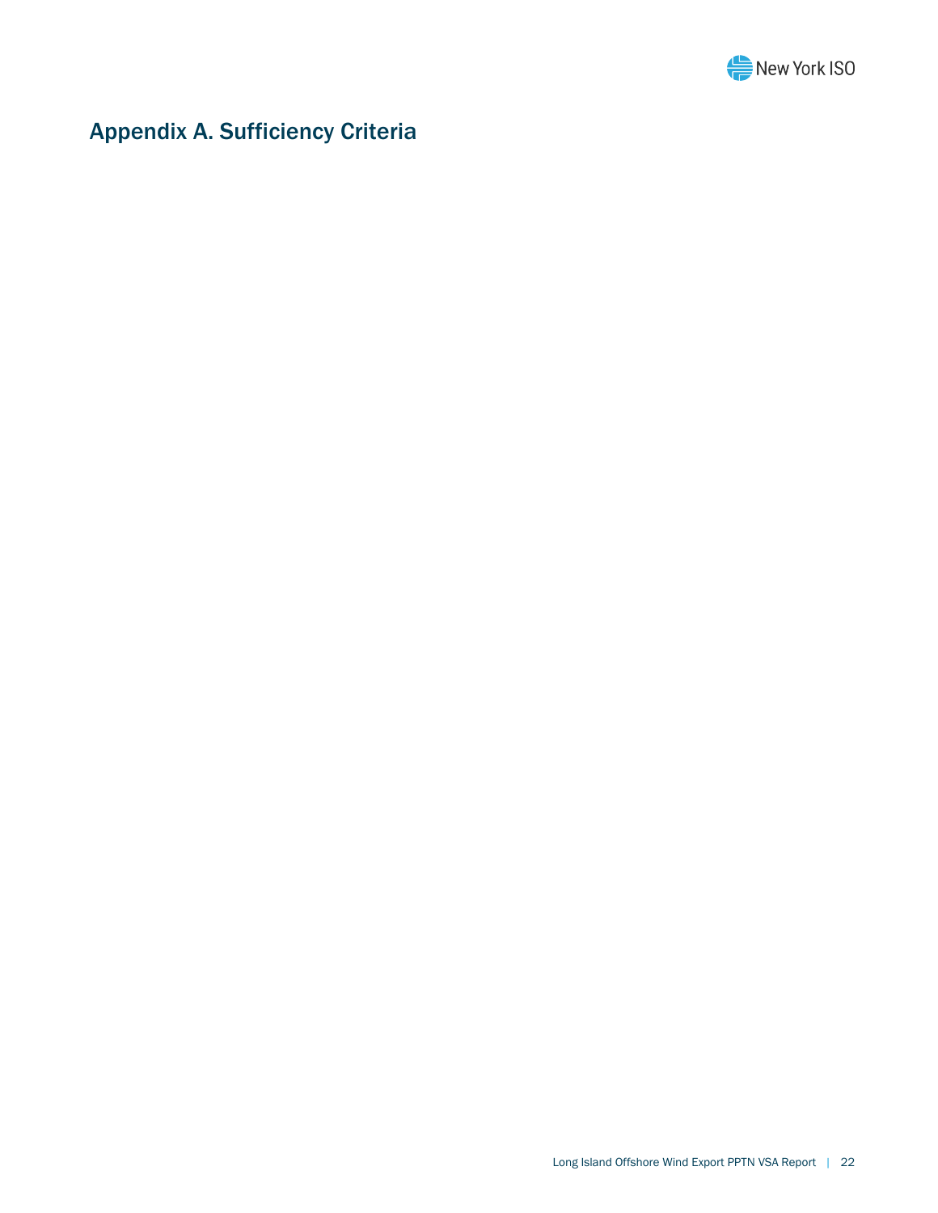# Appendix A. Sufficiency Criteria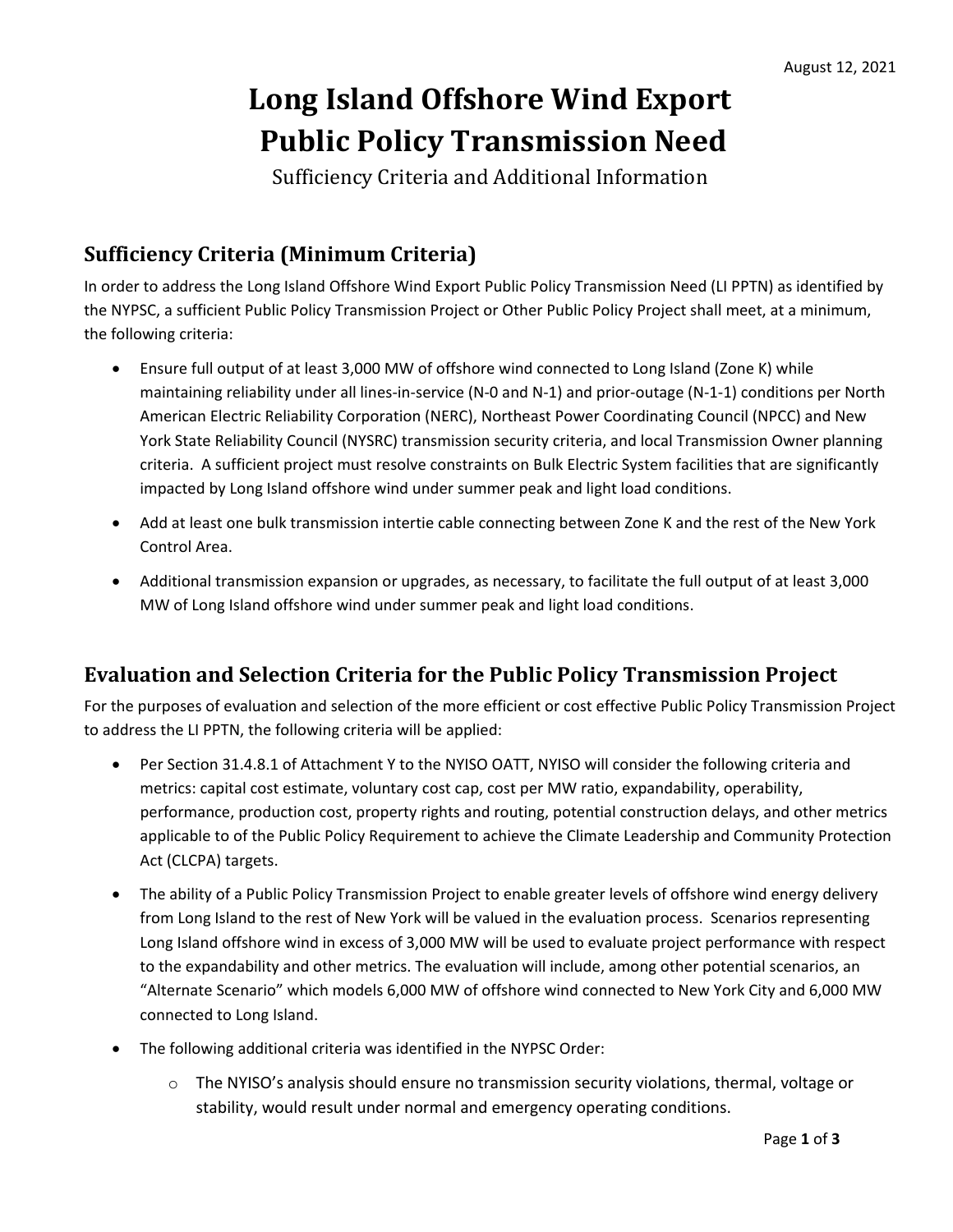August 12, 2021

# Long Island Offshore Wind Export Public Policy Transmission Need

Sufficiency Criteria and Additional Information

## Sufficiency Criteria (Minimum Criteria)

In order to address the Long Island Offshore Wind Export Public Policy Transmission Need (LI PPTN) as identified by the NYPSC, a sufficient Public Policy Transmission Project or Other Public Policy Project shall meet, at a minimum, the following criteria:

- Ensure full output of at least 3,000 MW of offshore wind connected to Long Island (Zone K) while maintaining reliability under all lines-in-service (N-0 and N-1) and prior-outage (N-1-1) conditions per North American Electric Reliability Corporation (NERC), Northeast Power Coordinating Council (NPCC) and New York State Reliability Council (NYSRC) transmission security criteria, and local Transmission Owner planning criteria. A sufficient project must resolve constraints on Bulk Electric System facilities that are significantly impacted by Long Island offshore wind under summer peak and light load conditions.
- Add at least one bulk transmission intertie cable connecting between Zone K and the rest of the New York Control Area.
- Additional transmission expansion or upgrades, as necessary, to facilitate the full output of at least 3,000 MW of Long Island offshore wind under summer peak and light load conditions.

## Evaluation and Selection Criteria for the Public Policy Transmission Project

For the purposes of evaluation and selection of the more efficient or cost effective Public Policy Transmission Project to address the LI PPTN, the following criteria will be applied:

- Per Section 31.4.8.1 of Attachment Y to the NYISO OATT, NYISO will consider the following criteria and metrics: capital cost estimate, voluntary cost cap, cost per MW ratio, expandability, operability, performance, production cost, property rights and routing, potential construction delays, and other metrics applicable to of the Public Policy Requirement to achieve the Climate Leadership and Community Protection Act (CLCPA) targets.
- The ability of a Public Policy Transmission Project to enable greater levels of offshore wind energy delivery from Long Island to the rest of New York will be valued in the evaluation process. Scenarios representing Long Island offshore wind in excess of 3,000 MW will be used to evaluate project performance with respect to the expandability and other metrics. The evaluation will include, among other potential scenarios, an "Alternate Scenario" which models 6,000 MW of offshore wind connected to New York City and 6,000 MW connected to Long Island.
- The following additional criteria was identified in the NYPSC Order:
  - The NYISO's analysis should ensure no transmission security violations, thermal, voltage or stability, would result under normal and emergency operating conditions.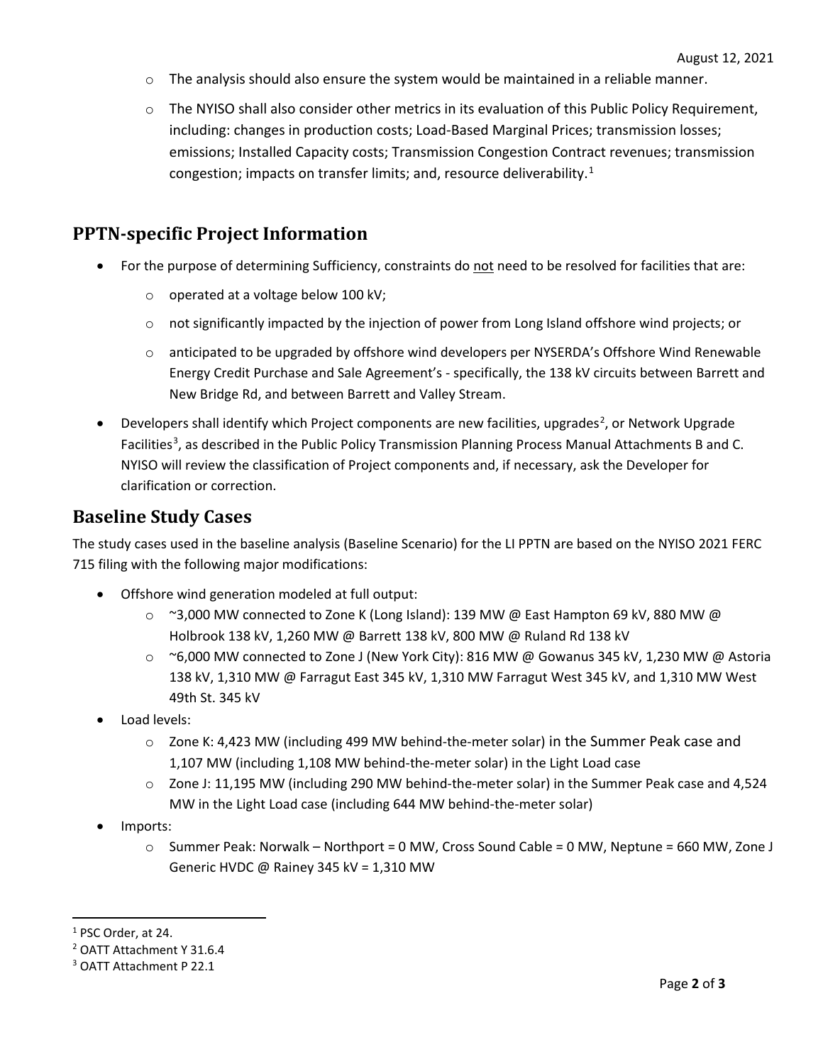- The analysis should also ensure the system would be maintained in a reliable manner.
- The NYISO shall also consider other metrics in its evaluation of this Public Policy Requirement, including: changes in production costs; Load-Based Marginal Prices; transmission losses; emissions; Installed Capacity costs; Transmission Congestion Contract revenues; transmission congestion; impacts on transfer limits; and, resource deliverability.[1]

## PPTN-specific Project Information

- For the purpose of determining Sufficiency, constraints do not need to be resolved for facilities that are:
  - operated at a voltage below 100 kV;
  - not significantly impacted by the injection of power from Long Island offshore wind projects; or
  - anticipated to be upgraded by offshore wind developers per NYSERDA's Offshore Wind Renewable Energy Credit Purchase and Sale Agreement's - specifically, the 138 kV circuits between Barrett and New Bridge Rd, and between Barrett and Valley Stream.
- Developers shall identify which Project components are new facilities, upgrades[2], or Network Upgrade Facilities[3], as described in the Public Policy Transmission Planning Process Manual Attachments B and C. NYISO will review the classification of Project components and, if necessary, ask the Developer for clarification or correction.

## Baseline Study Cases

The study cases used in the baseline analysis (Baseline Scenario) for the LI PPTN are based on the NYISO 2021 FERC 715 filing with the following major modifications:

- Offshore wind generation modeled at full output:
  - ~3,000 MW connected to Zone K (Long Island): 139 MW @ East Hampton 69 kV, 880 MW @ Holbrook 138 kV, 1,260 MW @ Barrett 138 kV, 800 MW @ Ruland Rd 138 kV
  - ~6,000 MW connected to Zone J (New York City): 816 MW @ Gowanus 345 kV, 1,230 MW @ Astoria 138 kV, 1,310 MW @ Farragut East 345 kV, 1,310 MW Farragut West 345 kV, and 1,310 MW West 49th St. 345 kV
- Load levels:
  - Zone K: 4,423 MW (including 499 MW behind-the-meter solar) in the Summer Peak case and 1,107 MW (including 1,108 MW behind-the-meter solar) in the Light Load case
  - Zone J: 11,195 MW (including 290 MW behind-the-meter solar) in the Summer Peak case and 4,524 MW in the Light Load case (including 644 MW behind-the-meter solar)
- Imports:
  - Summer Peak: Norwalk – Northport = 0 MW, Cross Sound Cable = 0 MW, Neptune = 660 MW, Zone J Generic HVDC @ Rainey 345 kV = 1,310 MW

---

[1] PSC Order, at 24.

[2] OATT Attachment Y 31.6.4

[3] OATT Attachment P 22.1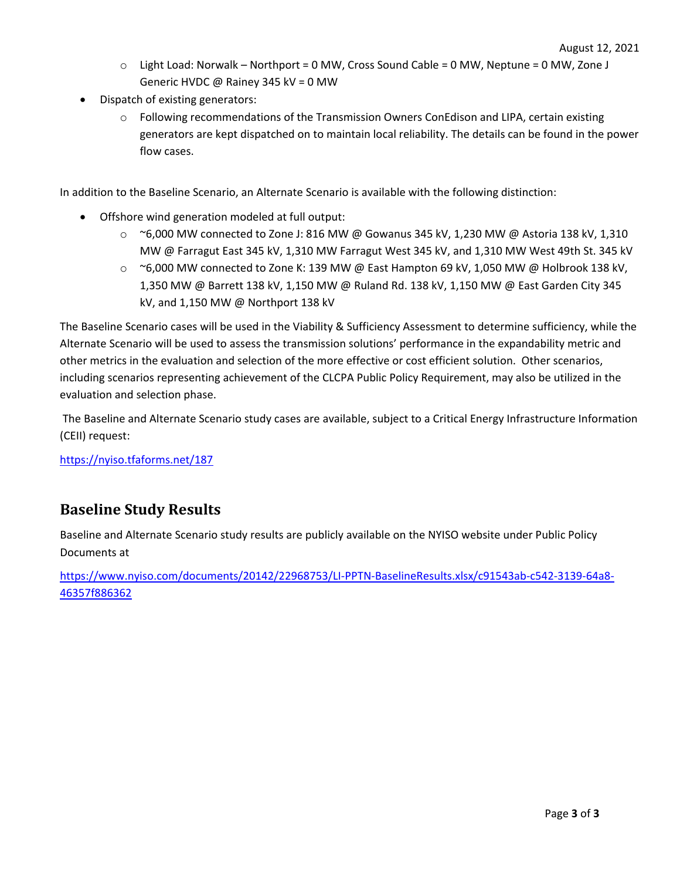- Light Load: Norwalk – Northport = 0 MW, Cross Sound Cable = 0 MW, Neptune = 0 MW, Zone J Generic HVDC @ Rainey 345 kV = 0 MW
- Dispatch of existing generators:
  - Following recommendations of the Transmission Owners ConEdison and LIPA, certain existing generators are kept dispatched on to maintain local reliability. The details can be found in the power flow cases.

In addition to the Baseline Scenario, an Alternate Scenario is available with the following distinction:

- Offshore wind generation modeled at full output:
  - ~6,000 MW connected to Zone J: 816 MW @ Gowanus 345 kV, 1,230 MW @ Astoria 138 kV, 1,310 MW @ Farragut East 345 kV, 1,310 MW Farragut West 345 kV, and 1,310 MW West 49th St. 345 kV
  - ~6,000 MW connected to Zone K: 139 MW @ East Hampton 69 kV, 1,050 MW @ Holbrook 138 kV, 1,350 MW @ Barrett 138 kV, 1,150 MW @ Ruland Rd. 138 kV, 1,150 MW @ East Garden City 345 kV, and 1,150 MW @ Northport 138 kV

The Baseline Scenario cases will be used in the Viability & Sufficiency Assessment to determine sufficiency, while the Alternate Scenario will be used to assess the transmission solutions' performance in the expandability metric and other metrics in the evaluation and selection of the more effective or cost efficient solution. Other scenarios, including scenarios representing achievement of the CLCPA Public Policy Requirement, may also be utilized in the evaluation and selection phase.

The Baseline and Alternate Scenario study cases are available, subject to a Critical Energy Infrastructure Information (CEII) request:

https://nyiso.tfaforms.net/187

## Baseline Study Results

Baseline and Alternate Scenario study results are publicly available on the NYISO website under Public Policy Documents at

https://www.nyiso.com/documents/20142/22968753/LI-PPTN-BaselineResults.xlsx/c91543ab-c542-3139-64a8-46357f886362